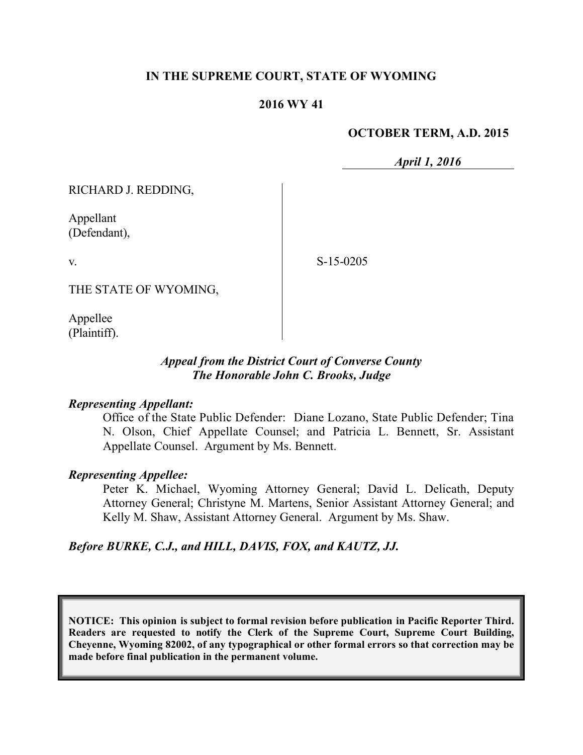**IN THE SUPREME COURT, STATE OF WYOMING**

**2016 WY 41**

**OCTOBER TERM, A.D. 2015**

*April 1, 2016*

RICHARD J. REDDING,

Appellant
(Defendant),

v.

THE STATE OF WYOMING,

Appellee
(Plaintiff).

S-15-0205

***Appeal from the District Court of Converse County***
***The Honorable John C. Brooks, Judge***

***Representing Appellant:***

Office of the State Public Defender: Diane Lozano, State Public Defender; Tina N. Olson, Chief Appellate Counsel; and Patricia L. Bennett, Sr. Assistant Appellate Counsel. Argument by Ms. Bennett.

***Representing Appellee:***

Peter K. Michael, Wyoming Attorney General; David L. Delicath, Deputy Attorney General; Christyne M. Martens, Senior Assistant Attorney General; and Kelly M. Shaw, Assistant Attorney General. Argument by Ms. Shaw.

***Before BURKE, C.J., and HILL, DAVIS, FOX, and KAUTZ, JJ.***

**NOTICE: This opinion is subject to formal revision before publication in Pacific Reporter Third. Readers are requested to notify the Clerk of the Supreme Court, Supreme Court Building, Cheyenne, Wyoming 82002, of any typographical or other formal errors so that correction may be made before final publication in the permanent volume.**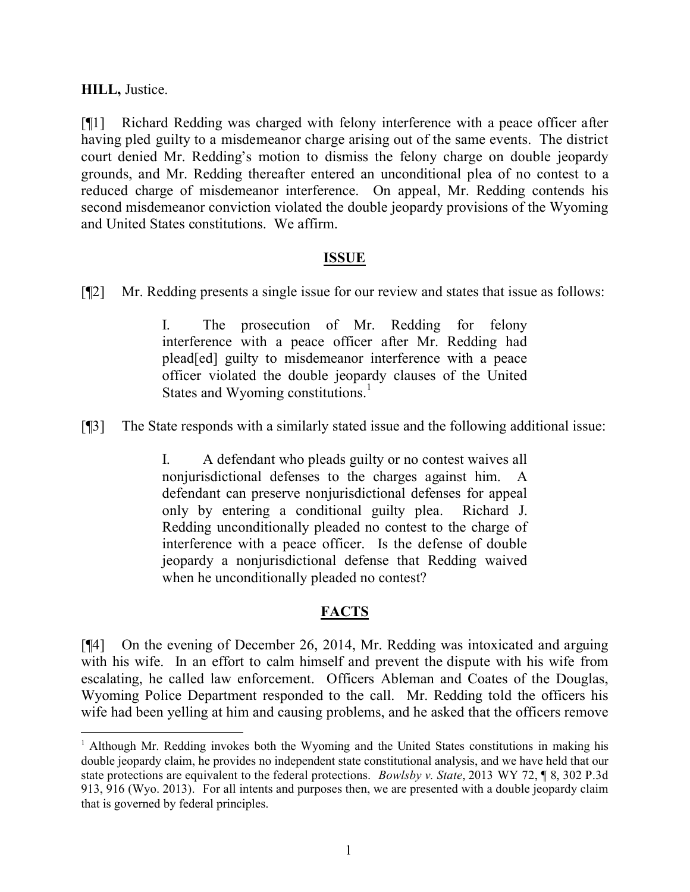**HILL,** Justice.

[¶1] Richard Redding was charged with felony interference with a peace officer after having pled guilty to a misdemeanor charge arising out of the same events. The district court denied Mr. Redding's motion to dismiss the felony charge on double jeopardy grounds, and Mr. Redding thereafter entered an unconditional plea of no contest to a reduced charge of misdemeanor interference. On appeal, Mr. Redding contends his second misdemeanor conviction violated the double jeopardy provisions of the Wyoming and United States constitutions. We affirm.

## ISSUE

[¶2] Mr. Redding presents a single issue for our review and states that issue as follows:

> I. The prosecution of Mr. Redding for felony interference with a peace officer after Mr. Redding had plead[ed] guilty to misdemeanor interference with a peace officer violated the double jeopardy clauses of the United States and Wyoming constitutions.[1]

[¶3] The State responds with a similarly stated issue and the following additional issue:

> I. A defendant who pleads guilty or no contest waives all nonjurisdictional defenses to the charges against him. A defendant can preserve nonjurisdictional defenses for appeal only by entering a conditional guilty plea. Richard J. Redding unconditionally pleaded no contest to the charge of interference with a peace officer. Is the defense of double jeopardy a nonjurisdictional defense that Redding waived when he unconditionally pleaded no contest?

## FACTS

[¶4] On the evening of December 26, 2014, Mr. Redding was intoxicated and arguing with his wife. In an effort to calm himself and prevent the dispute with his wife from escalating, he called law enforcement. Officers Ableman and Coates of the Douglas, Wyoming Police Department responded to the call. Mr. Redding told the officers his wife had been yelling at him and causing problems, and he asked that the officers remove

---

[1] Although Mr. Redding invokes both the Wyoming and the United States constitutions in making his double jeopardy claim, he provides no independent state constitutional analysis, and we have held that our state protections are equivalent to the federal protections. *Bowlsby v. State*, 2013 WY 72, ¶ 8, 302 P.3d 913, 916 (Wyo. 2013). For all intents and purposes then, we are presented with a double jeopardy claim that is governed by federal principles.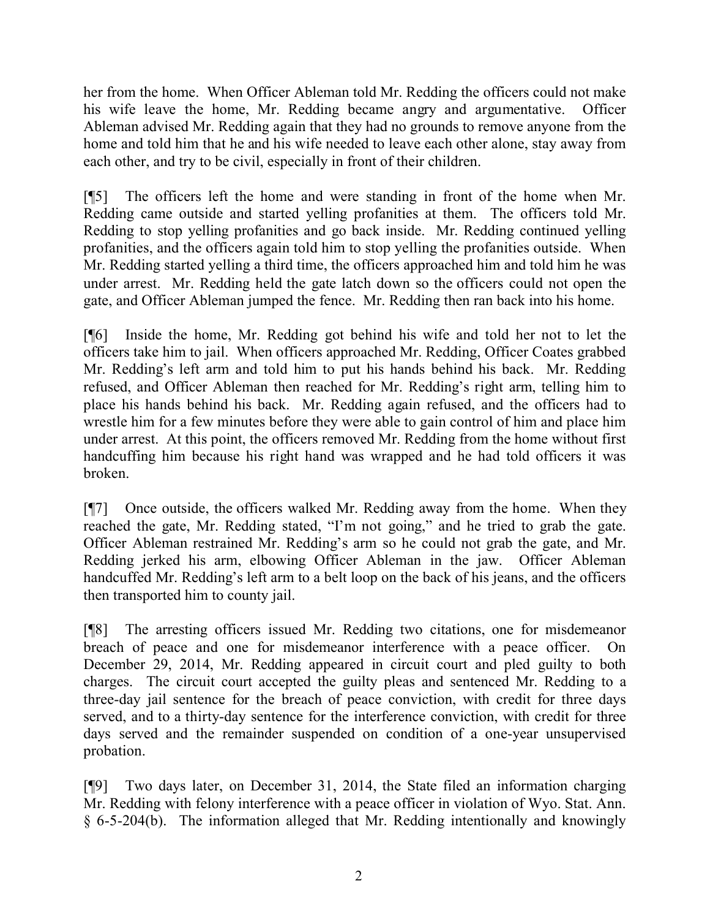her from the home. When Officer Ableman told Mr. Redding the officers could not make his wife leave the home, Mr. Redding became angry and argumentative. Officer Ableman advised Mr. Redding again that they had no grounds to remove anyone from the home and told him that he and his wife needed to leave each other alone, stay away from each other, and try to be civil, especially in front of their children.

[¶5] The officers left the home and were standing in front of the home when Mr. Redding came outside and started yelling profanities at them. The officers told Mr. Redding to stop yelling profanities and go back inside. Mr. Redding continued yelling profanities, and the officers again told him to stop yelling the profanities outside. When Mr. Redding started yelling a third time, the officers approached him and told him he was under arrest. Mr. Redding held the gate latch down so the officers could not open the gate, and Officer Ableman jumped the fence. Mr. Redding then ran back into his home.

[¶6] Inside the home, Mr. Redding got behind his wife and told her not to let the officers take him to jail. When officers approached Mr. Redding, Officer Coates grabbed Mr. Redding's left arm and told him to put his hands behind his back. Mr. Redding refused, and Officer Ableman then reached for Mr. Redding's right arm, telling him to place his hands behind his back. Mr. Redding again refused, and the officers had to wrestle him for a few minutes before they were able to gain control of him and place him under arrest. At this point, the officers removed Mr. Redding from the home without first handcuffing him because his right hand was wrapped and he had told officers it was broken.

[¶7] Once outside, the officers walked Mr. Redding away from the home. When they reached the gate, Mr. Redding stated, "I'm not going," and he tried to grab the gate. Officer Ableman restrained Mr. Redding's arm so he could not grab the gate, and Mr. Redding jerked his arm, elbowing Officer Ableman in the jaw. Officer Ableman handcuffed Mr. Redding's left arm to a belt loop on the back of his jeans, and the officers then transported him to county jail.

[¶8] The arresting officers issued Mr. Redding two citations, one for misdemeanor breach of peace and one for misdemeanor interference with a peace officer. On December 29, 2014, Mr. Redding appeared in circuit court and pled guilty to both charges. The circuit court accepted the guilty pleas and sentenced Mr. Redding to a three-day jail sentence for the breach of peace conviction, with credit for three days served, and to a thirty-day sentence for the interference conviction, with credit for three days served and the remainder suspended on condition of a one-year unsupervised probation.

[¶9] Two days later, on December 31, 2014, the State filed an information charging Mr. Redding with felony interference with a peace officer in violation of Wyo. Stat. Ann. § 6-5-204(b). The information alleged that Mr. Redding intentionally and knowingly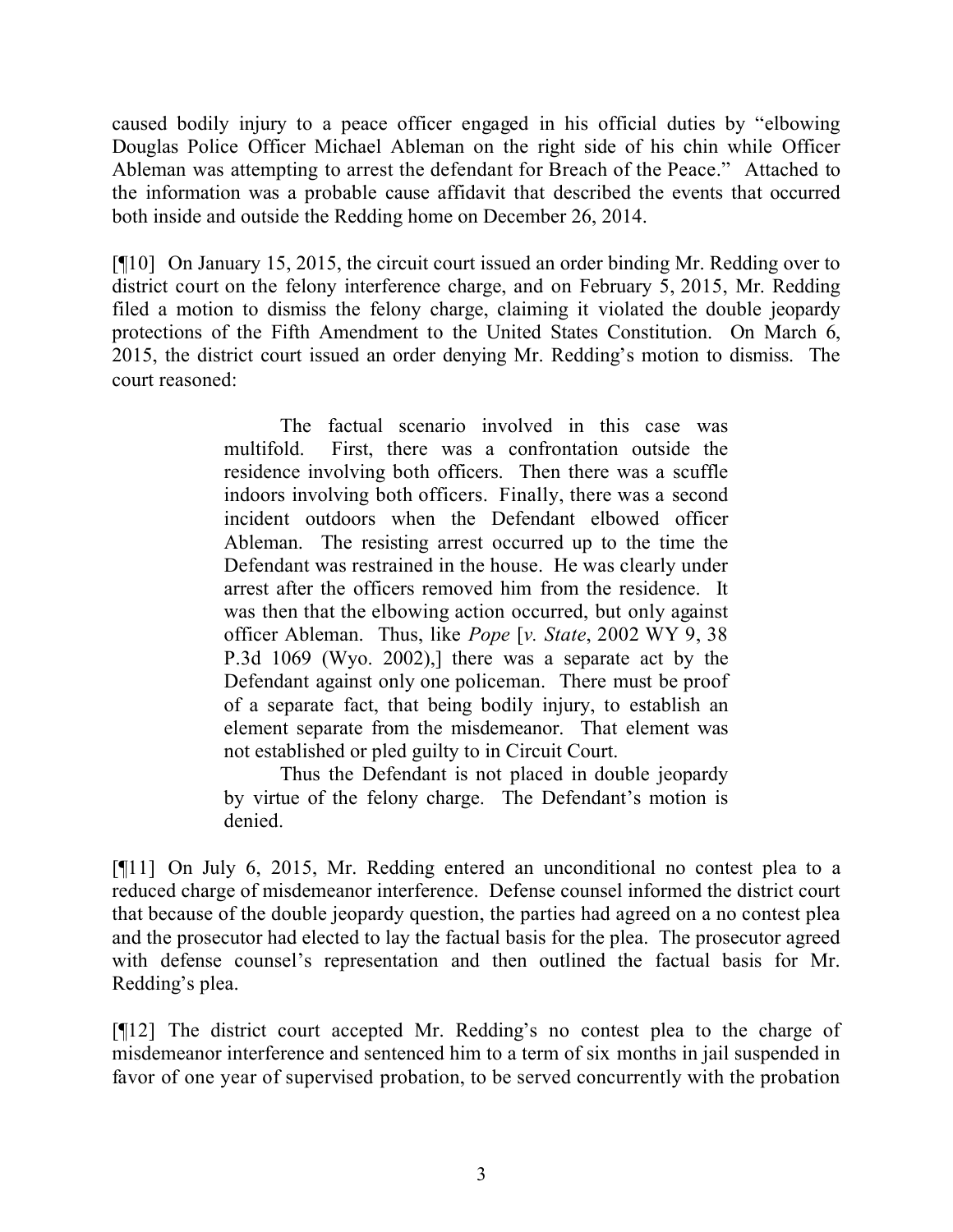caused bodily injury to a peace officer engaged in his official duties by "elbowing Douglas Police Officer Michael Ableman on the right side of his chin while Officer Ableman was attempting to arrest the defendant for Breach of the Peace." Attached to the information was a probable cause affidavit that described the events that occurred both inside and outside the Redding home on December 26, 2014.

[¶10] On January 15, 2015, the circuit court issued an order binding Mr. Redding over to district court on the felony interference charge, and on February 5, 2015, Mr. Redding filed a motion to dismiss the felony charge, claiming it violated the double jeopardy protections of the Fifth Amendment to the United States Constitution. On March 6, 2015, the district court issued an order denying Mr. Redding's motion to dismiss. The court reasoned:

> The factual scenario involved in this case was multifold. First, there was a confrontation outside the residence involving both officers. Then there was a scuffle indoors involving both officers. Finally, there was a second incident outdoors when the Defendant elbowed officer Ableman. The resisting arrest occurred up to the time the Defendant was restrained in the house. He was clearly under arrest after the officers removed him from the residence. It was then that the elbowing action occurred, but only against officer Ableman. Thus, like *Pope* [*v. State*, 2002 WY 9, 38 P.3d 1069 (Wyo. 2002),] there was a separate act by the Defendant against only one policeman. There must be proof of a separate fact, that being bodily injury, to establish an element separate from the misdemeanor. That element was not established or pled guilty to in Circuit Court.
>
> Thus the Defendant is not placed in double jeopardy by virtue of the felony charge. The Defendant's motion is denied.

[¶11] On July 6, 2015, Mr. Redding entered an unconditional no contest plea to a reduced charge of misdemeanor interference. Defense counsel informed the district court that because of the double jeopardy question, the parties had agreed on a no contest plea and the prosecutor had elected to lay the factual basis for the plea. The prosecutor agreed with defense counsel's representation and then outlined the factual basis for Mr. Redding's plea.

[¶12] The district court accepted Mr. Redding's no contest plea to the charge of misdemeanor interference and sentenced him to a term of six months in jail suspended in favor of one year of supervised probation, to be served concurrently with the probation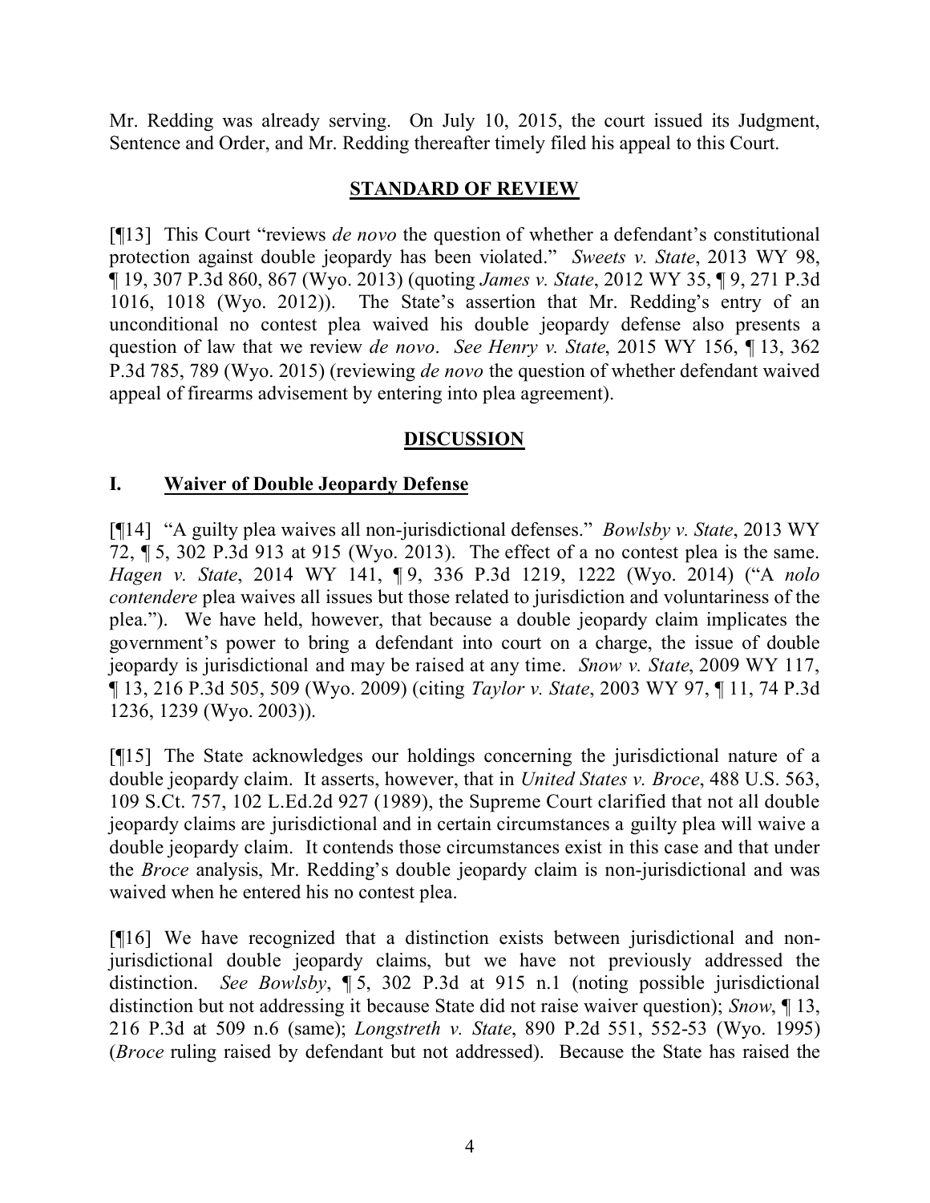Mr. Redding was already serving. On July 10, 2015, the court issued its Judgment, Sentence and Order, and Mr. Redding thereafter timely filed his appeal to this Court.

## STANDARD OF REVIEW

[¶13] This Court "reviews *de novo* the question of whether a defendant's constitutional protection against double jeopardy has been violated." *Sweets v. State*, 2013 WY 98, ¶ 19, 307 P.3d 860, 867 (Wyo. 2013) (quoting *James v. State*, 2012 WY 35, ¶ 9, 271 P.3d 1016, 1018 (Wyo. 2012)). The State's assertion that Mr. Redding's entry of an unconditional no contest plea waived his double jeopardy defense also presents a question of law that we review *de novo*. *See Henry v. State*, 2015 WY 156, ¶ 13, 362 P.3d 785, 789 (Wyo. 2015) (reviewing *de novo* the question of whether defendant waived appeal of firearms advisement by entering into plea agreement).

## DISCUSSION

### I. Waiver of Double Jeopardy Defense

[¶14] "A guilty plea waives all non-jurisdictional defenses." *Bowlsby v. State*, 2013 WY 72, ¶ 5, 302 P.3d 913 at 915 (Wyo. 2013). The effect of a no contest plea is the same. *Hagen v. State*, 2014 WY 141, ¶ 9, 336 P.3d 1219, 1222 (Wyo. 2014) ("A *nolo contendere* plea waives all issues but those related to jurisdiction and voluntariness of the plea."). We have held, however, that because a double jeopardy claim implicates the government's power to bring a defendant into court on a charge, the issue of double jeopardy is jurisdictional and may be raised at any time. *Snow v. State*, 2009 WY 117, ¶ 13, 216 P.3d 505, 509 (Wyo. 2009) (citing *Taylor v. State*, 2003 WY 97, ¶ 11, 74 P.3d 1236, 1239 (Wyo. 2003)).

[¶15] The State acknowledges our holdings concerning the jurisdictional nature of a double jeopardy claim. It asserts, however, that in *United States v. Broce*, 488 U.S. 563, 109 S.Ct. 757, 102 L.Ed.2d 927 (1989), the Supreme Court clarified that not all double jeopardy claims are jurisdictional and in certain circumstances a guilty plea will waive a double jeopardy claim. It contends those circumstances exist in this case and that under the *Broce* analysis, Mr. Redding's double jeopardy claim is non-jurisdictional and was waived when he entered his no contest plea.

[¶16] We have recognized that a distinction exists between jurisdictional and non-jurisdictional double jeopardy claims, but we have not previously addressed the distinction. *See Bowlsby*, ¶ 5, 302 P.3d at 915 n.1 (noting possible jurisdictional distinction but not addressing it because State did not raise waiver question); *Snow*, ¶ 13, 216 P.3d at 509 n.6 (same); *Longstreth v. State*, 890 P.2d 551, 552-53 (Wyo. 1995) (*Broce* ruling raised by defendant but not addressed). Because the State has raised the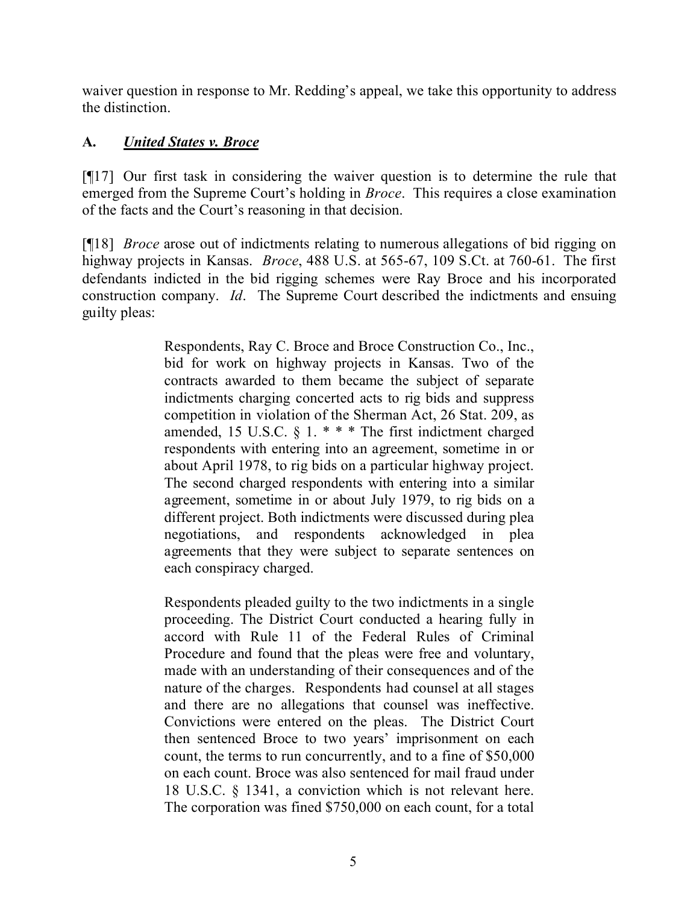waiver question in response to Mr. Redding's appeal, we take this opportunity to address the distinction.

### A. ***United States v. Broce***

[¶17] Our first task in considering the waiver question is to determine the rule that emerged from the Supreme Court's holding in *Broce*. This requires a close examination of the facts and the Court's reasoning in that decision.

[¶18] *Broce* arose out of indictments relating to numerous allegations of bid rigging on highway projects in Kansas. *Broce*, 488 U.S. at 565-67, 109 S.Ct. at 760-61. The first defendants indicted in the bid rigging schemes were Ray Broce and his incorporated construction company. *Id*. The Supreme Court described the indictments and ensuing guilty pleas:

> Respondents, Ray C. Broce and Broce Construction Co., Inc., bid for work on highway projects in Kansas. Two of the contracts awarded to them became the subject of separate indictments charging concerted acts to rig bids and suppress competition in violation of the Sherman Act, 26 Stat. 209, as amended, 15 U.S.C. § 1. * * * The first indictment charged respondents with entering into an agreement, sometime in or about April 1978, to rig bids on a particular highway project. The second charged respondents with entering into a similar agreement, sometime in or about July 1979, to rig bids on a different project. Both indictments were discussed during plea negotiations, and respondents acknowledged in plea agreements that they were subject to separate sentences on each conspiracy charged.
>
> Respondents pleaded guilty to the two indictments in a single proceeding. The District Court conducted a hearing fully in accord with Rule 11 of the Federal Rules of Criminal Procedure and found that the pleas were free and voluntary, made with an understanding of their consequences and of the nature of the charges. Respondents had counsel at all stages and there are no allegations that counsel was ineffective. Convictions were entered on the pleas. The District Court then sentenced Broce to two years' imprisonment on each count, the terms to run concurrently, and to a fine of $50,000 on each count. Broce was also sentenced for mail fraud under 18 U.S.C. § 1341, a conviction which is not relevant here. The corporation was fined $750,000 on each count, for a total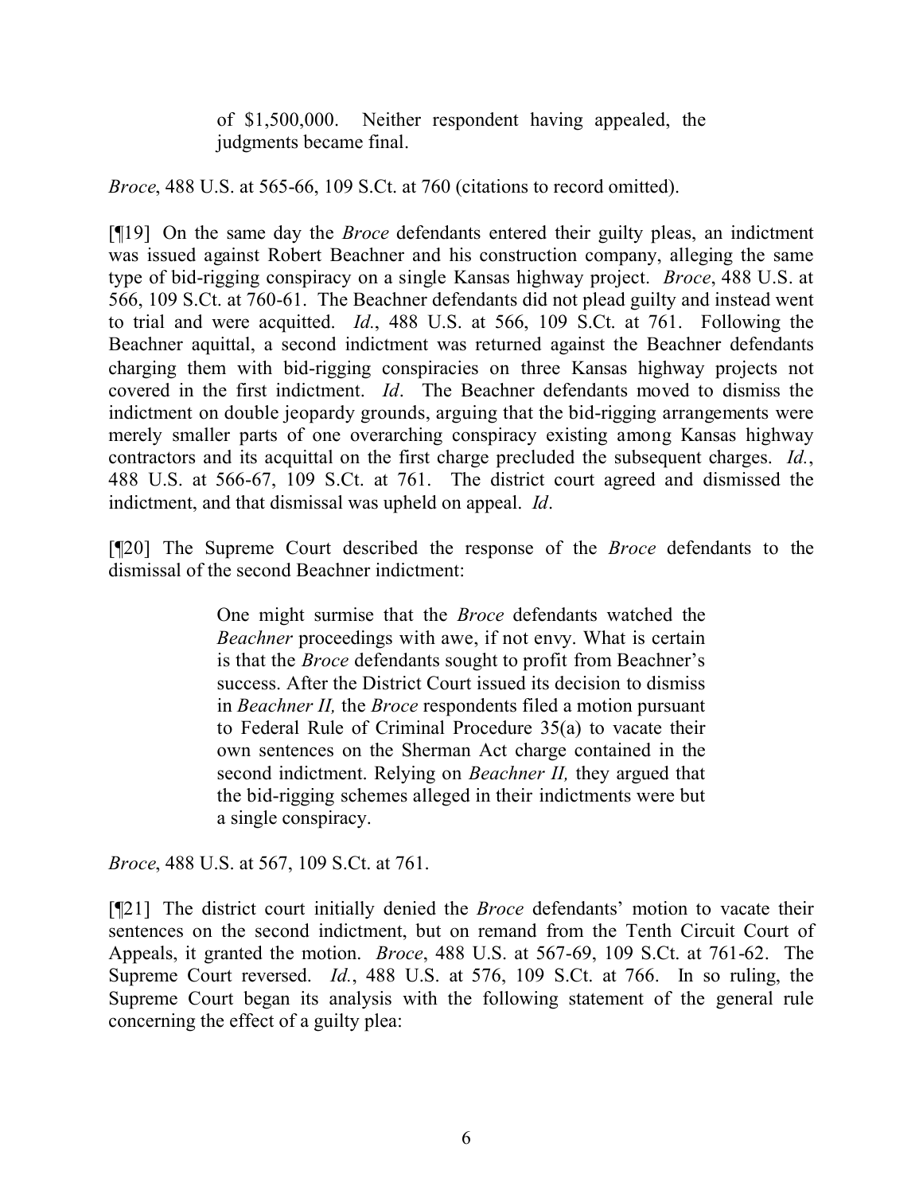> of $1,500,000. Neither respondent having appealed, the judgments became final.

*Broce*, 488 U.S. at 565-66, 109 S.Ct. at 760 (citations to record omitted).

[¶19] On the same day the *Broce* defendants entered their guilty pleas, an indictment was issued against Robert Beachner and his construction company, alleging the same type of bid-rigging conspiracy on a single Kansas highway project. *Broce*, 488 U.S. at 566, 109 S.Ct. at 760-61. The Beachner defendants did not plead guilty and instead went to trial and were acquitted. *Id.*, 488 U.S. at 566, 109 S.Ct. at 761. Following the Beachner aquittal, a second indictment was returned against the Beachner defendants charging them with bid-rigging conspiracies on three Kansas highway projects not covered in the first indictment. *Id*. The Beachner defendants moved to dismiss the indictment on double jeopardy grounds, arguing that the bid-rigging arrangements were merely smaller parts of one overarching conspiracy existing among Kansas highway contractors and its acquittal on the first charge precluded the subsequent charges. *Id.*, 488 U.S. at 566-67, 109 S.Ct. at 761. The district court agreed and dismissed the indictment, and that dismissal was upheld on appeal. *Id*.

[¶20] The Supreme Court described the response of the *Broce* defendants to the dismissal of the second Beachner indictment:

> One might surmise that the *Broce* defendants watched the *Beachner* proceedings with awe, if not envy. What is certain is that the *Broce* defendants sought to profit from Beachner's success. After the District Court issued its decision to dismiss in *Beachner II,* the *Broce* respondents filed a motion pursuant to Federal Rule of Criminal Procedure 35(a) to vacate their own sentences on the Sherman Act charge contained in the second indictment. Relying on *Beachner II,* they argued that the bid-rigging schemes alleged in their indictments were but a single conspiracy.

*Broce*, 488 U.S. at 567, 109 S.Ct. at 761.

[¶21] The district court initially denied the *Broce* defendants' motion to vacate their sentences on the second indictment, but on remand from the Tenth Circuit Court of Appeals, it granted the motion. *Broce*, 488 U.S. at 567-69, 109 S.Ct. at 761-62. The Supreme Court reversed. *Id.*, 488 U.S. at 576, 109 S.Ct. at 766. In so ruling, the Supreme Court began its analysis with the following statement of the general rule concerning the effect of a guilty plea: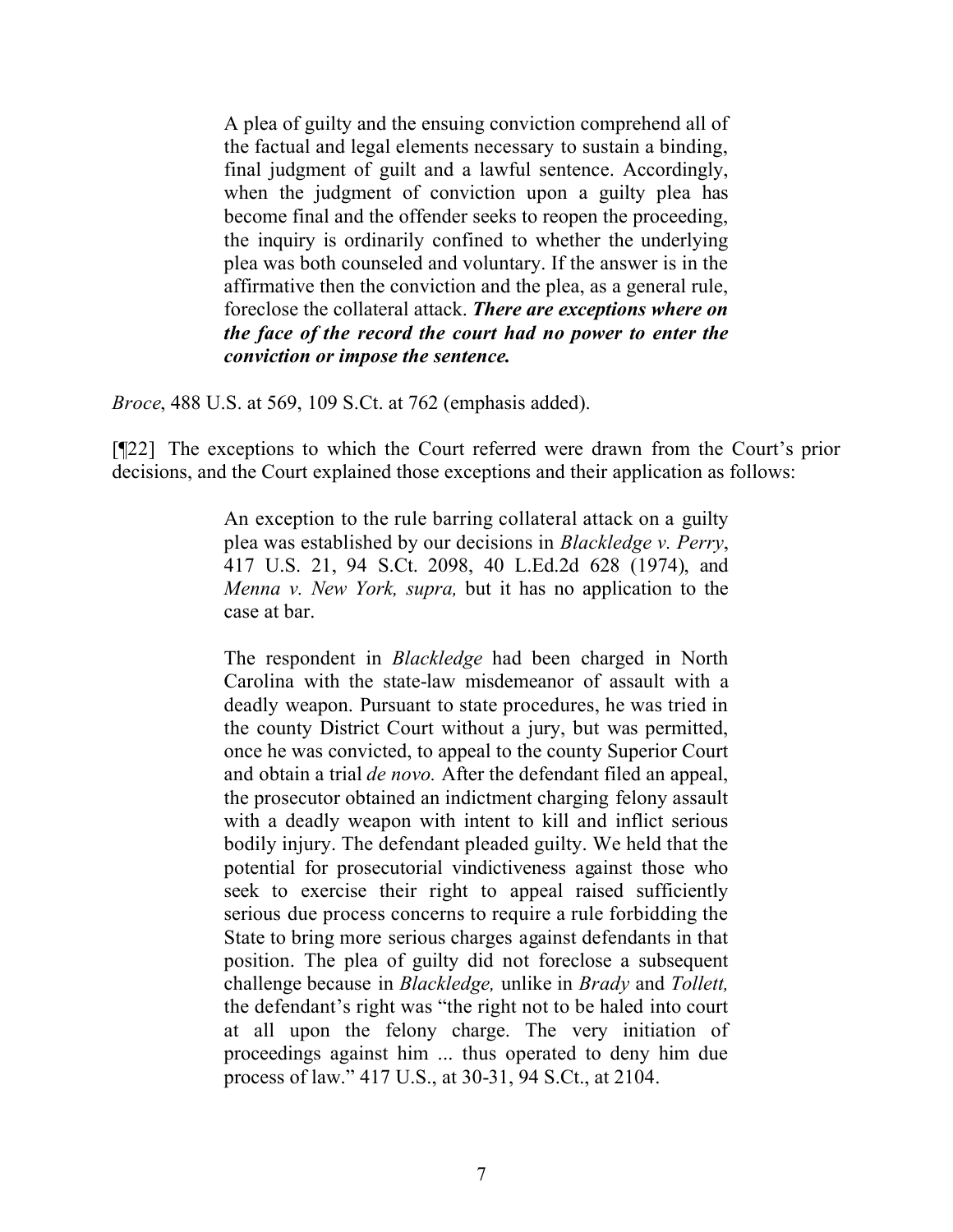> A plea of guilty and the ensuing conviction comprehend all of the factual and legal elements necessary to sustain a binding, final judgment of guilt and a lawful sentence. Accordingly, when the judgment of conviction upon a guilty plea has become final and the offender seeks to reopen the proceeding, the inquiry is ordinarily confined to whether the underlying plea was both counseled and voluntary. If the answer is in the affirmative then the conviction and the plea, as a general rule, foreclose the collateral attack. ***There are exceptions where on the face of the record the court had no power to enter the conviction or impose the sentence.***

*Broce*, 488 U.S. at 569, 109 S.Ct. at 762 (emphasis added).

[¶22] The exceptions to which the Court referred were drawn from the Court's prior decisions, and the Court explained those exceptions and their application as follows:

> An exception to the rule barring collateral attack on a guilty plea was established by our decisions in *Blackledge v. Perry*, 417 U.S. 21, 94 S.Ct. 2098, 40 L.Ed.2d 628 (1974), and *Menna v. New York, supra,* but it has no application to the case at bar.
>
> The respondent in *Blackledge* had been charged in North Carolina with the state-law misdemeanor of assault with a deadly weapon. Pursuant to state procedures, he was tried in the county District Court without a jury, but was permitted, once he was convicted, to appeal to the county Superior Court and obtain a trial *de novo.* After the defendant filed an appeal, the prosecutor obtained an indictment charging felony assault with a deadly weapon with intent to kill and inflict serious bodily injury. The defendant pleaded guilty. We held that the potential for prosecutorial vindictiveness against those who seek to exercise their right to appeal raised sufficiently serious due process concerns to require a rule forbidding the State to bring more serious charges against defendants in that position. The plea of guilty did not foreclose a subsequent challenge because in *Blackledge,* unlike in *Brady* and *Tollett,* the defendant's right was "the right not to be haled into court at all upon the felony charge. The very initiation of proceedings against him ... thus operated to deny him due process of law." 417 U.S., at 30-31, 94 S.Ct., at 2104.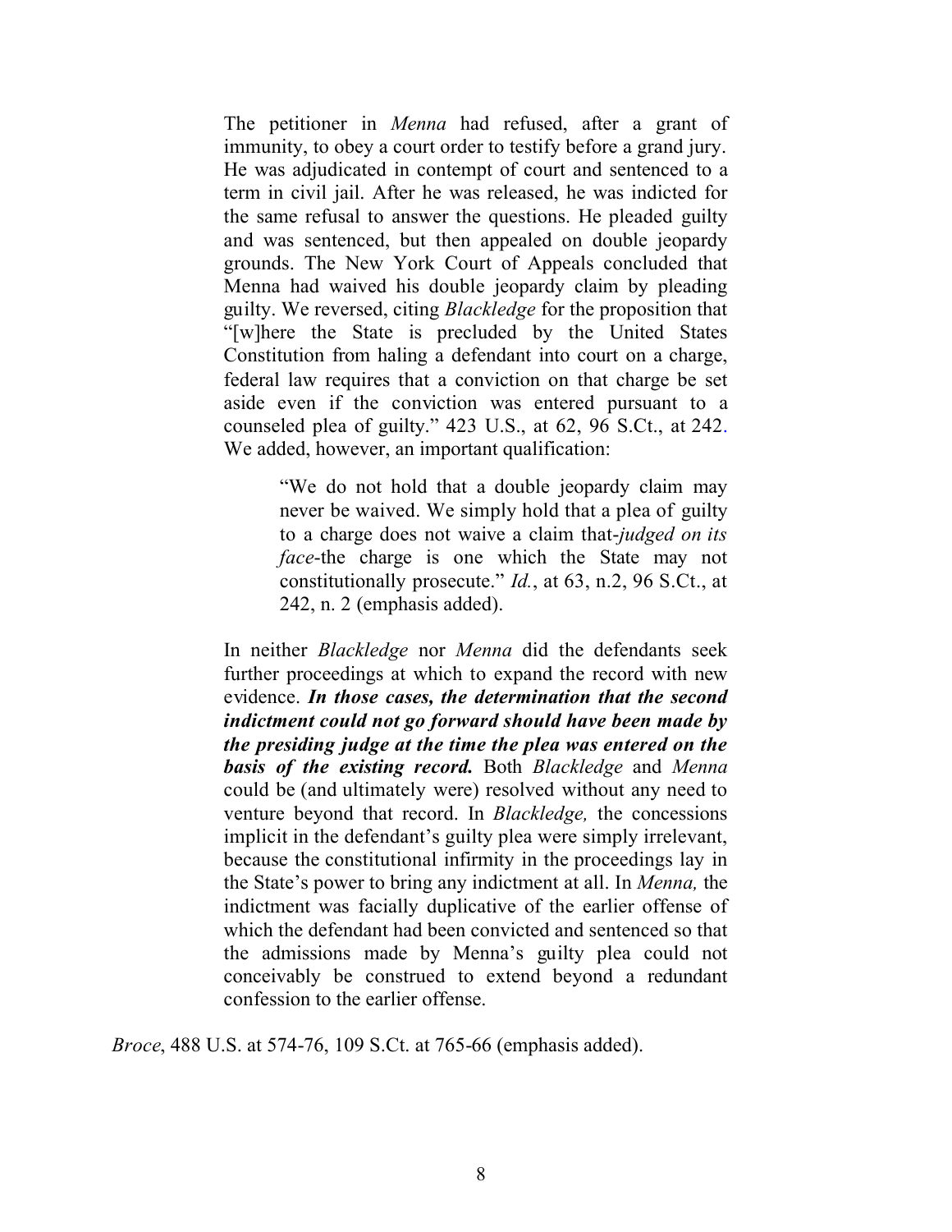> The petitioner in *Menna* had refused, after a grant of immunity, to obey a court order to testify before a grand jury. He was adjudicated in contempt of court and sentenced to a term in civil jail. After he was released, he was indicted for the same refusal to answer the questions. He pleaded guilty and was sentenced, but then appealed on double jeopardy grounds. The New York Court of Appeals concluded that Menna had waived his double jeopardy claim by pleading guilty. We reversed, citing *Blackledge* for the proposition that "[w]here the State is precluded by the United States Constitution from haling a defendant into court on a charge, federal law requires that a conviction on that charge be set aside even if the conviction was entered pursuant to a counseled plea of guilty." 423 U.S., at 62, 96 S.Ct., at 242. We added, however, an important qualification:
>
> > "We do not hold that a double jeopardy claim may never be waived. We simply hold that a plea of guilty to a charge does not waive a claim that-*judged on its face*-the charge is one which the State may not constitutionally prosecute." *Id.*, at 63, n.2, 96 S.Ct., at 242, n. 2 (emphasis added).
>
> In neither *Blackledge* nor *Menna* did the defendants seek further proceedings at which to expand the record with new evidence. ***In those cases, the determination that the second indictment could not go forward should have been made by the presiding judge at the time the plea was entered on the basis of the existing record.*** Both *Blackledge* and *Menna* could be (and ultimately were) resolved without any need to venture beyond that record. In *Blackledge,* the concessions implicit in the defendant's guilty plea were simply irrelevant, because the constitutional infirmity in the proceedings lay in the State's power to bring any indictment at all. In *Menna,* the indictment was facially duplicative of the earlier offense of which the defendant had been convicted and sentenced so that the admissions made by Menna's guilty plea could not conceivably be construed to extend beyond a redundant confession to the earlier offense.

*Broce*, 488 U.S. at 574-76, 109 S.Ct. at 765-66 (emphasis added).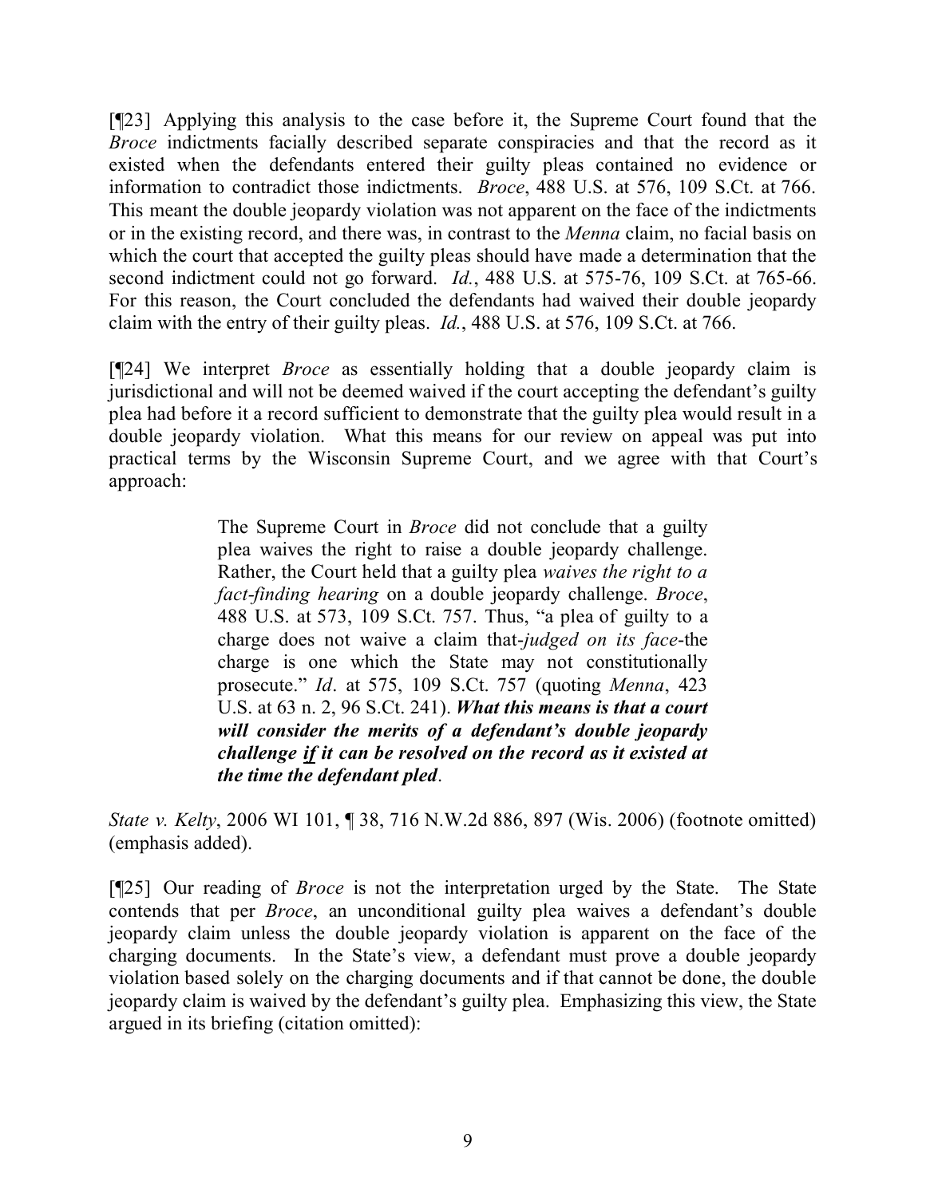[¶23] Applying this analysis to the case before it, the Supreme Court found that the *Broce* indictments facially described separate conspiracies and that the record as it existed when the defendants entered their guilty pleas contained no evidence or information to contradict those indictments. *Broce*, 488 U.S. at 576, 109 S.Ct. at 766. This meant the double jeopardy violation was not apparent on the face of the indictments or in the existing record, and there was, in contrast to the *Menna* claim, no facial basis on which the court that accepted the guilty pleas should have made a determination that the second indictment could not go forward. *Id.*, 488 U.S. at 575-76, 109 S.Ct. at 765-66. For this reason, the Court concluded the defendants had waived their double jeopardy claim with the entry of their guilty pleas. *Id.*, 488 U.S. at 576, 109 S.Ct. at 766.

[¶24] We interpret *Broce* as essentially holding that a double jeopardy claim is jurisdictional and will not be deemed waived if the court accepting the defendant's guilty plea had before it a record sufficient to demonstrate that the guilty plea would result in a double jeopardy violation. What this means for our review on appeal was put into practical terms by the Wisconsin Supreme Court, and we agree with that Court's approach:

> The Supreme Court in *Broce* did not conclude that a guilty plea waives the right to raise a double jeopardy challenge. Rather, the Court held that a guilty plea *waives the right to a fact-finding hearing* on a double jeopardy challenge. *Broce*, 488 U.S. at 573, 109 S.Ct. 757. Thus, "a plea of guilty to a charge does not waive a claim that-*judged on its face*-the charge is one which the State may not constitutionally prosecute." *Id*. at 575, 109 S.Ct. 757 (quoting *Menna*, 423 U.S. at 63 n. 2, 96 S.Ct. 241). ***What this means is that a court will consider the merits of a defendant's double jeopardy challenge <u>if</u> it can be resolved on the record as it existed at the time the defendant pled*.**

*State v. Kelty*, 2006 WI 101, ¶ 38, 716 N.W.2d 886, 897 (Wis. 2006) (footnote omitted) (emphasis added).

[¶25] Our reading of *Broce* is not the interpretation urged by the State. The State contends that per *Broce*, an unconditional guilty plea waives a defendant's double jeopardy claim unless the double jeopardy violation is apparent on the face of the charging documents. In the State's view, a defendant must prove a double jeopardy violation based solely on the charging documents and if that cannot be done, the double jeopardy claim is waived by the defendant's guilty plea. Emphasizing this view, the State argued in its briefing (citation omitted):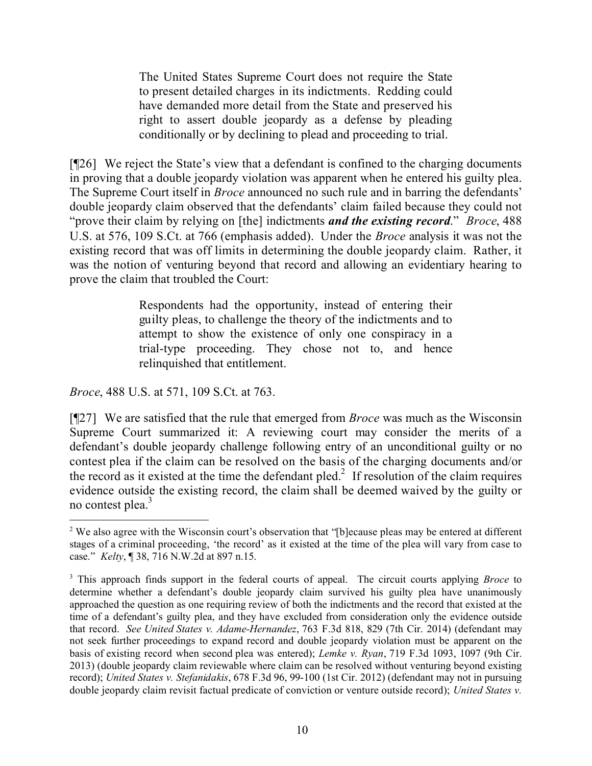> The United States Supreme Court does not require the State to present detailed charges in its indictments. Redding could have demanded more detail from the State and preserved his right to assert double jeopardy as a defense by pleading conditionally or by declining to plead and proceeding to trial.

[¶26] We reject the State's view that a defendant is confined to the charging documents in proving that a double jeopardy violation was apparent when he entered his guilty plea. The Supreme Court itself in *Broce* announced no such rule and in barring the defendants' double jeopardy claim observed that the defendants' claim failed because they could not "prove their claim by relying on [the] indictments ***and the existing record***." *Broce*, 488 U.S. at 576, 109 S.Ct. at 766 (emphasis added). Under the *Broce* analysis it was not the existing record that was off limits in determining the double jeopardy claim. Rather, it was the notion of venturing beyond that record and allowing an evidentiary hearing to prove the claim that troubled the Court:

> Respondents had the opportunity, instead of entering their guilty pleas, to challenge the theory of the indictments and to attempt to show the existence of only one conspiracy in a trial-type proceeding. They chose not to, and hence relinquished that entitlement.

*Broce*, 488 U.S. at 571, 109 S.Ct. at 763.

[¶27] We are satisfied that the rule that emerged from *Broce* was much as the Wisconsin Supreme Court summarized it: A reviewing court may consider the merits of a defendant's double jeopardy challenge following entry of an unconditional guilty or no contest plea if the claim can be resolved on the basis of the charging documents and/or the record as it existed at the time the defendant pled.[2] If resolution of the claim requires evidence outside the existing record, the claim shall be deemed waived by the guilty or no contest plea.[3]

---

[2] We also agree with the Wisconsin court's observation that "[b]ecause pleas may be entered at different stages of a criminal proceeding, 'the record' as it existed at the time of the plea will vary from case to case." *Kelty*, ¶ 38, 716 N.W.2d at 897 n.15.

[3] This approach finds support in the federal courts of appeal. The circuit courts applying *Broce* to determine whether a defendant's double jeopardy claim survived his guilty plea have unanimously approached the question as one requiring review of both the indictments and the record that existed at the time of a defendant's guilty plea, and they have excluded from consideration only the evidence outside that record. *See United States v. Adame-Hernandez*, 763 F.3d 818, 829 (7th Cir. 2014) (defendant may not seek further proceedings to expand record and double jeopardy violation must be apparent on the basis of existing record when second plea was entered); *Lemke v. Ryan*, 719 F.3d 1093, 1097 (9th Cir. 2013) (double jeopardy claim reviewable where claim can be resolved without venturing beyond existing record); *United States v. Stefanidakis*, 678 F.3d 96, 99-100 (1st Cir. 2012) (defendant may not in pursuing double jeopardy claim revisit factual predicate of conviction or venture outside record); *United States v.*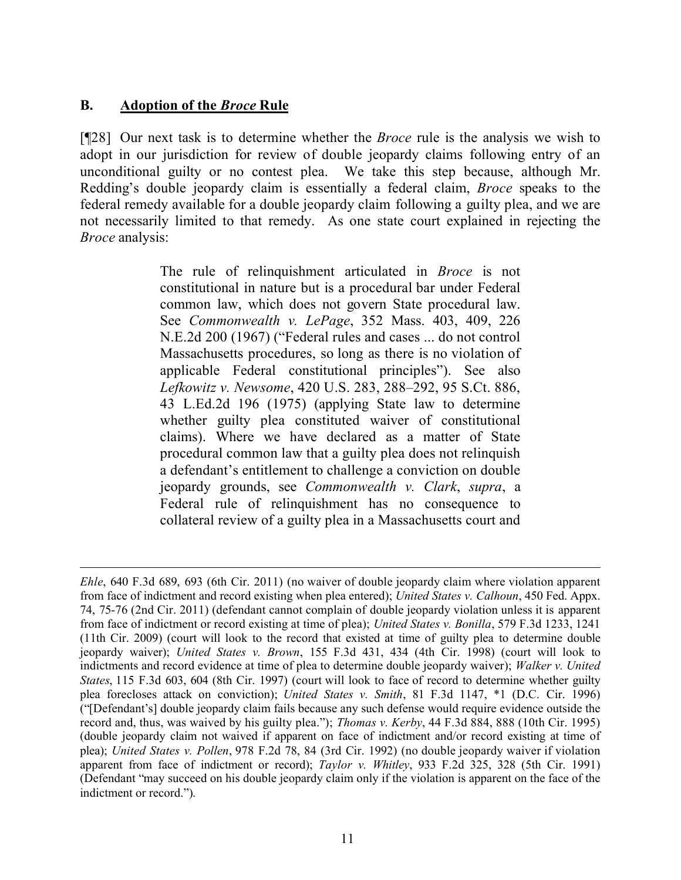### B. Adoption of the *Broce* Rule

[¶28] Our next task is to determine whether the *Broce* rule is the analysis we wish to adopt in our jurisdiction for review of double jeopardy claims following entry of an unconditional guilty or no contest plea. We take this step because, although Mr. Redding's double jeopardy claim is essentially a federal claim, *Broce* speaks to the federal remedy available for a double jeopardy claim following a guilty plea, and we are not necessarily limited to that remedy. As one state court explained in rejecting the *Broce* analysis:

> The rule of relinquishment articulated in *Broce* is not constitutional in nature but is a procedural bar under Federal common law, which does not govern State procedural law. See *Commonwealth v. LePage*, 352 Mass. 403, 409, 226 N.E.2d 200 (1967) ("Federal rules and cases ... do not control Massachusetts procedures, so long as there is no violation of applicable Federal constitutional principles"). See also *Lefkowitz v. Newsome*, 420 U.S. 283, 288–292, 95 S.Ct. 886, 43 L.Ed.2d 196 (1975) (applying State law to determine whether guilty plea constituted waiver of constitutional claims). Where we have declared as a matter of State procedural common law that a guilty plea does not relinquish a defendant's entitlement to challenge a conviction on double jeopardy grounds, see *Commonwealth v. Clark*, *supra*, a Federal rule of relinquishment has no consequence to collateral review of a guilty plea in a Massachusetts court and

---

*Ehle*, 640 F.3d 689, 693 (6th Cir. 2011) (no waiver of double jeopardy claim where violation apparent from face of indictment and record existing when plea entered); *United States v. Calhoun*, 450 Fed. Appx. 74, 75-76 (2nd Cir. 2011) (defendant cannot complain of double jeopardy violation unless it is apparent from face of indictment or record existing at time of plea); *United States v. Bonilla*, 579 F.3d 1233, 1241 (11th Cir. 2009) (court will look to the record that existed at time of guilty plea to determine double jeopardy waiver); *United States v. Brown*, 155 F.3d 431, 434 (4th Cir. 1998) (court will look to indictments and record evidence at time of plea to determine double jeopardy waiver); *Walker v. United States*, 115 F.3d 603, 604 (8th Cir. 1997) (court will look to face of record to determine whether guilty plea forecloses attack on conviction); *United States v. Smith*, 81 F.3d 1147, *1 (D.C. Cir. 1996) ("[Defendant's] double jeopardy claim fails because any such defense would require evidence outside the record and, thus, was waived by his guilty plea."); *Thomas v. Kerby*, 44 F.3d 884, 888 (10th Cir. 1995) (double jeopardy claim not waived if apparent on face of indictment and/or record existing at time of plea); *United States v. Pollen*, 978 F.2d 78, 84 (3rd Cir. 1992) (no double jeopardy waiver if violation apparent from face of indictment or record); *Taylor v. Whitley*, 933 F.2d 325, 328 (5th Cir. 1991) (Defendant "may succeed on his double jeopardy claim only if the violation is apparent on the face of the indictment or record.").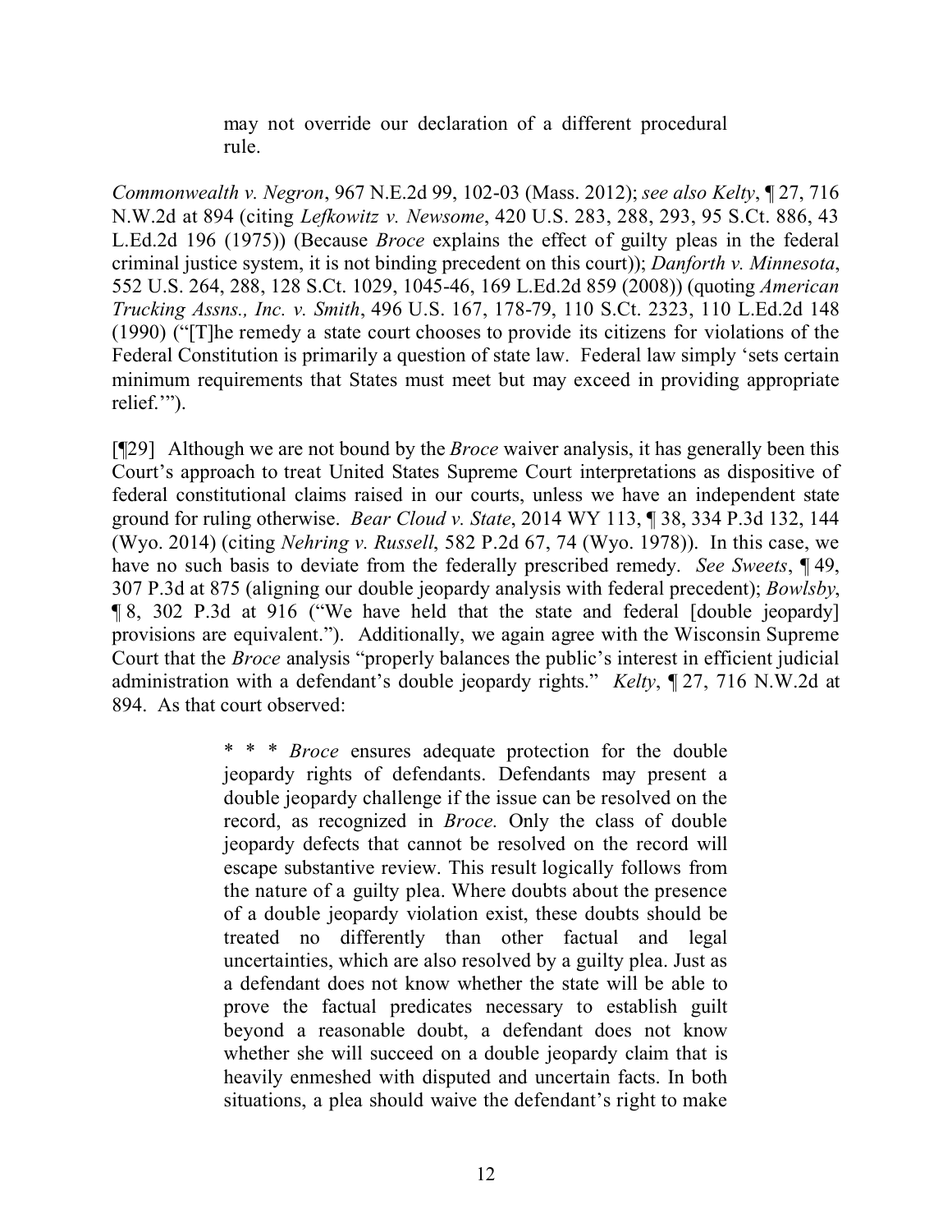> may not override our declaration of a different procedural rule.

*Commonwealth v. Negron*, 967 N.E.2d 99, 102-03 (Mass. 2012); *see also Kelty*, ¶ 27, 716 N.W.2d at 894 (citing *Lefkowitz v. Newsome*, 420 U.S. 283, 288, 293, 95 S.Ct. 886, 43 L.Ed.2d 196 (1975)) (Because *Broce* explains the effect of guilty pleas in the federal criminal justice system, it is not binding precedent on this court)); *Danforth v. Minnesota*, 552 U.S. 264, 288, 128 S.Ct. 1029, 1045-46, 169 L.Ed.2d 859 (2008)) (quoting *American Trucking Assns., Inc. v. Smith*, 496 U.S. 167, 178-79, 110 S.Ct. 2323, 110 L.Ed.2d 148 (1990) ("[T]he remedy a state court chooses to provide its citizens for violations of the Federal Constitution is primarily a question of state law. Federal law simply 'sets certain minimum requirements that States must meet but may exceed in providing appropriate relief.'").

[¶29] Although we are not bound by the *Broce* waiver analysis, it has generally been this Court's approach to treat United States Supreme Court interpretations as dispositive of federal constitutional claims raised in our courts, unless we have an independent state ground for ruling otherwise. *Bear Cloud v. State*, 2014 WY 113, ¶ 38, 334 P.3d 132, 144 (Wyo. 2014) (citing *Nehring v. Russell*, 582 P.2d 67, 74 (Wyo. 1978)). In this case, we have no such basis to deviate from the federally prescribed remedy. *See Sweets*, ¶ 49, 307 P.3d at 875 (aligning our double jeopardy analysis with federal precedent); *Bowlsby*, ¶ 8, 302 P.3d at 916 ("We have held that the state and federal [double jeopardy] provisions are equivalent."). Additionally, we again agree with the Wisconsin Supreme Court that the *Broce* analysis "properly balances the public's interest in efficient judicial administration with a defendant's double jeopardy rights." *Kelty*, ¶ 27, 716 N.W.2d at 894. As that court observed:

> * * * *Broce* ensures adequate protection for the double jeopardy rights of defendants. Defendants may present a double jeopardy challenge if the issue can be resolved on the record, as recognized in *Broce.* Only the class of double jeopardy defects that cannot be resolved on the record will escape substantive review. This result logically follows from the nature of a guilty plea. Where doubts about the presence of a double jeopardy violation exist, these doubts should be treated no differently than other factual and legal uncertainties, which are also resolved by a guilty plea. Just as a defendant does not know whether the state will be able to prove the factual predicates necessary to establish guilt beyond a reasonable doubt, a defendant does not know whether she will succeed on a double jeopardy claim that is heavily enmeshed with disputed and uncertain facts. In both situations, a plea should waive the defendant's right to make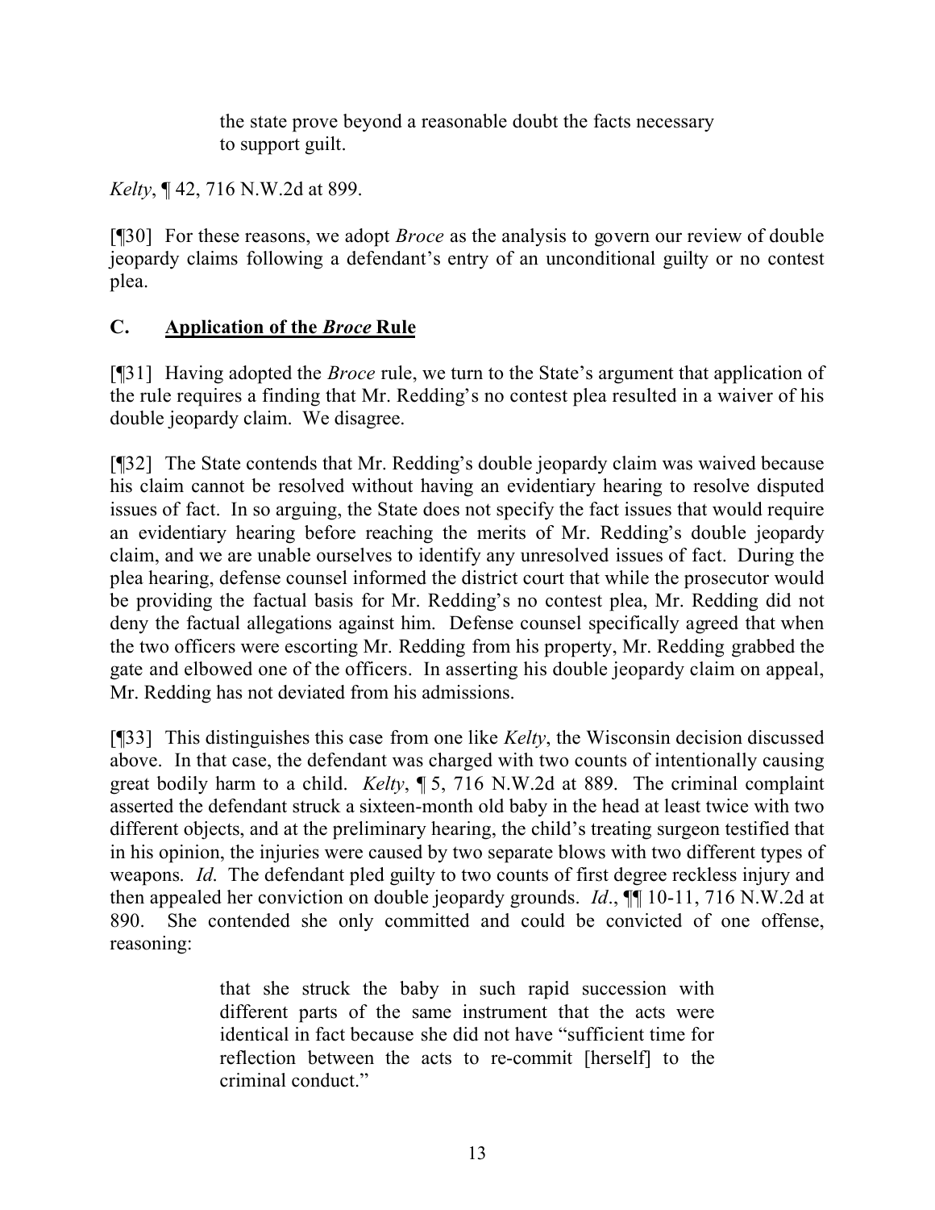> the state prove beyond a reasonable doubt the facts necessary to support guilt.

*Kelty*, ¶ 42, 716 N.W.2d at 899.

[¶30] For these reasons, we adopt *Broce* as the analysis to govern our review of double jeopardy claims following a defendant's entry of an unconditional guilty or no contest plea.

## C. Application of the *Broce* Rule

[¶31] Having adopted the *Broce* rule, we turn to the State's argument that application of the rule requires a finding that Mr. Redding's no contest plea resulted in a waiver of his double jeopardy claim. We disagree.

[¶32] The State contends that Mr. Redding's double jeopardy claim was waived because his claim cannot be resolved without having an evidentiary hearing to resolve disputed issues of fact. In so arguing, the State does not specify the fact issues that would require an evidentiary hearing before reaching the merits of Mr. Redding's double jeopardy claim, and we are unable ourselves to identify any unresolved issues of fact. During the plea hearing, defense counsel informed the district court that while the prosecutor would be providing the factual basis for Mr. Redding's no contest plea, Mr. Redding did not deny the factual allegations against him. Defense counsel specifically agreed that when the two officers were escorting Mr. Redding from his property, Mr. Redding grabbed the gate and elbowed one of the officers. In asserting his double jeopardy claim on appeal, Mr. Redding has not deviated from his admissions.

[¶33] This distinguishes this case from one like *Kelty*, the Wisconsin decision discussed above. In that case, the defendant was charged with two counts of intentionally causing great bodily harm to a child. *Kelty*, ¶ 5, 716 N.W.2d at 889. The criminal complaint asserted the defendant struck a sixteen-month old baby in the head at least twice with two different objects, and at the preliminary hearing, the child's treating surgeon testified that in his opinion, the injuries were caused by two separate blows with two different types of weapons. *Id*. The defendant pled guilty to two counts of first degree reckless injury and then appealed her conviction on double jeopardy grounds. *Id*., ¶¶ 10-11, 716 N.W.2d at 890. She contended she only committed and could be convicted of one offense, reasoning:

> that she struck the baby in such rapid succession with different parts of the same instrument that the acts were identical in fact because she did not have "sufficient time for reflection between the acts to re-commit [herself] to the criminal conduct."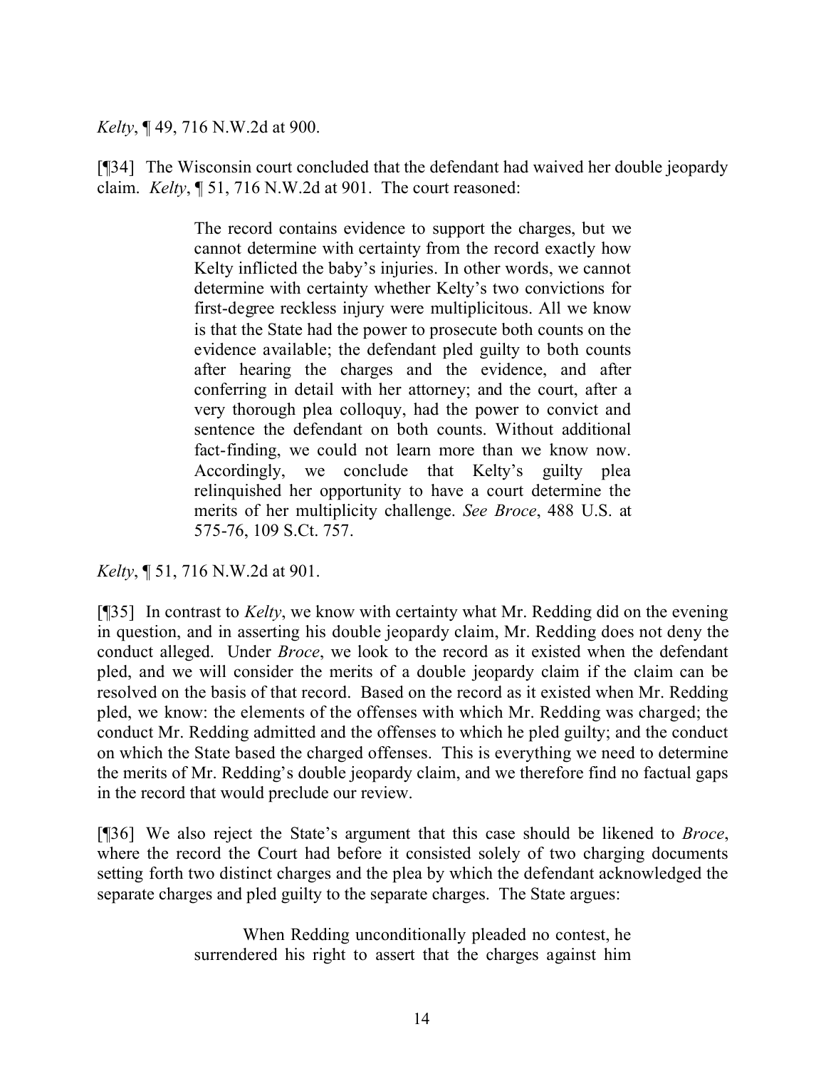*Kelty*, ¶ 49, 716 N.W.2d at 900.

[¶34] The Wisconsin court concluded that the defendant had waived her double jeopardy claim. *Kelty*, ¶ 51, 716 N.W.2d at 901. The court reasoned:

> The record contains evidence to support the charges, but we cannot determine with certainty from the record exactly how Kelty inflicted the baby's injuries. In other words, we cannot determine with certainty whether Kelty's two convictions for first-degree reckless injury were multiplicitous. All we know is that the State had the power to prosecute both counts on the evidence available; the defendant pled guilty to both counts after hearing the charges and the evidence, and after conferring in detail with her attorney; and the court, after a very thorough plea colloquy, had the power to convict and sentence the defendant on both counts. Without additional fact-finding, we could not learn more than we know now. Accordingly, we conclude that Kelty's guilty plea relinquished her opportunity to have a court determine the merits of her multiplicity challenge. *See Broce*, 488 U.S. at 575-76, 109 S.Ct. 757.

*Kelty*, ¶ 51, 716 N.W.2d at 901.

[¶35] In contrast to *Kelty*, we know with certainty what Mr. Redding did on the evening in question, and in asserting his double jeopardy claim, Mr. Redding does not deny the conduct alleged. Under *Broce*, we look to the record as it existed when the defendant pled, and we will consider the merits of a double jeopardy claim if the claim can be resolved on the basis of that record. Based on the record as it existed when Mr. Redding pled, we know: the elements of the offenses with which Mr. Redding was charged; the conduct Mr. Redding admitted and the offenses to which he pled guilty; and the conduct on which the State based the charged offenses. This is everything we need to determine the merits of Mr. Redding's double jeopardy claim, and we therefore find no factual gaps in the record that would preclude our review.

[¶36] We also reject the State's argument that this case should be likened to *Broce*, where the record the Court had before it consisted solely of two charging documents setting forth two distinct charges and the plea by which the defendant acknowledged the separate charges and pled guilty to the separate charges. The State argues:

> When Redding unconditionally pleaded no contest, he surrendered his right to assert that the charges against him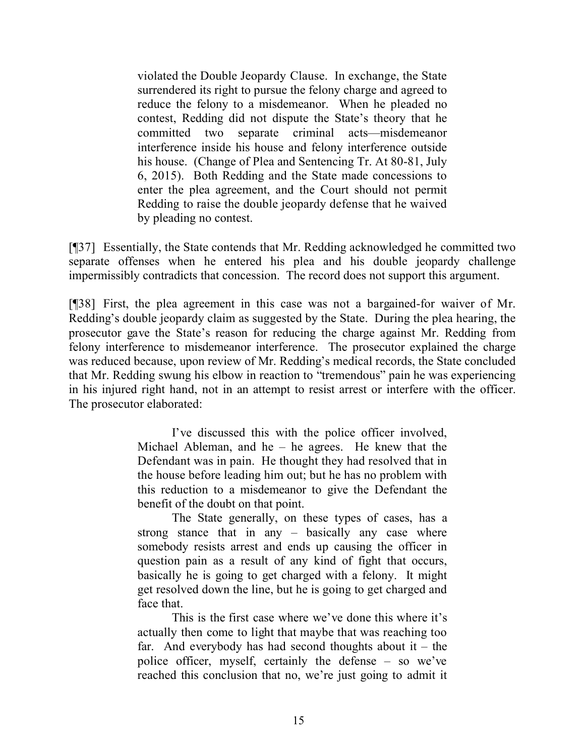> violated the Double Jeopardy Clause. In exchange, the State surrendered its right to pursue the felony charge and agreed to reduce the felony to a misdemeanor. When he pleaded no contest, Redding did not dispute the State's theory that he committed two separate criminal acts—misdemeanor interference inside his house and felony interference outside his house. (Change of Plea and Sentencing Tr. At 80-81, July 6, 2015). Both Redding and the State made concessions to enter the plea agreement, and the Court should not permit Redding to raise the double jeopardy defense that he waived by pleading no contest.

[¶37] Essentially, the State contends that Mr. Redding acknowledged he committed two separate offenses when he entered his plea and his double jeopardy challenge impermissibly contradicts that concession. The record does not support this argument.

[¶38] First, the plea agreement in this case was not a bargained-for waiver of Mr. Redding's double jeopardy claim as suggested by the State. During the plea hearing, the prosecutor gave the State's reason for reducing the charge against Mr. Redding from felony interference to misdemeanor interference. The prosecutor explained the charge was reduced because, upon review of Mr. Redding's medical records, the State concluded that Mr. Redding swung his elbow in reaction to "tremendous" pain he was experiencing in his injured right hand, not in an attempt to resist arrest or interfere with the officer. The prosecutor elaborated:

> I've discussed this with the police officer involved, Michael Ableman, and he – he agrees. He knew that the Defendant was in pain. He thought they had resolved that in the house before leading him out; but he has no problem with this reduction to a misdemeanor to give the Defendant the benefit of the doubt on that point.
>
> The State generally, on these types of cases, has a strong stance that in any – basically any case where somebody resists arrest and ends up causing the officer in question pain as a result of any kind of fight that occurs, basically he is going to get charged with a felony. It might get resolved down the line, but he is going to get charged and face that.
>
> This is the first case where we've done this where it's actually then come to light that maybe that was reaching too far. And everybody has had second thoughts about it – the police officer, myself, certainly the defense – so we've reached this conclusion that no, we're just going to admit it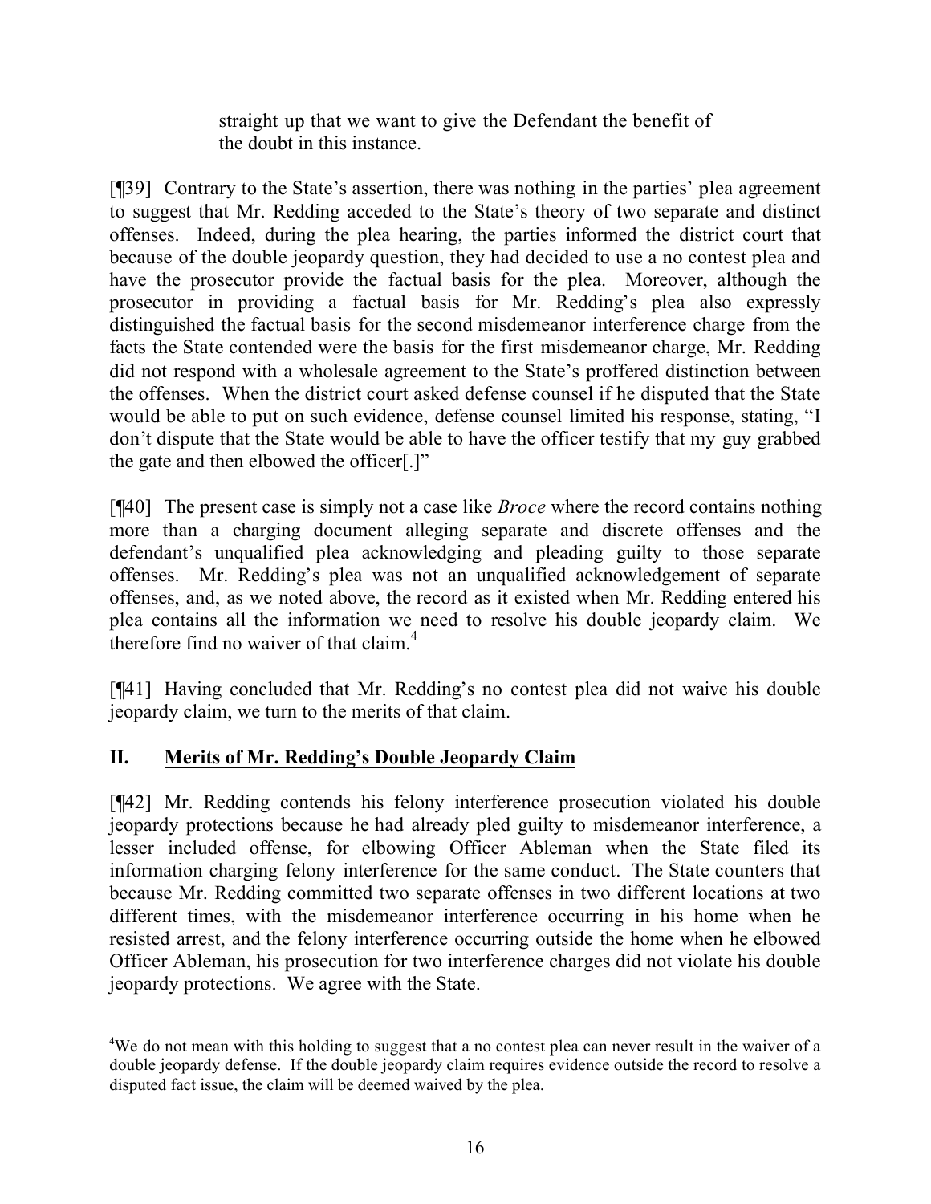> straight up that we want to give the Defendant the benefit of the doubt in this instance.

[¶39] Contrary to the State's assertion, there was nothing in the parties' plea agreement to suggest that Mr. Redding acceded to the State's theory of two separate and distinct offenses. Indeed, during the plea hearing, the parties informed the district court that because of the double jeopardy question, they had decided to use a no contest plea and have the prosecutor provide the factual basis for the plea. Moreover, although the prosecutor in providing a factual basis for Mr. Redding's plea also expressly distinguished the factual basis for the second misdemeanor interference charge from the facts the State contended were the basis for the first misdemeanor charge, Mr. Redding did not respond with a wholesale agreement to the State's proffered distinction between the offenses. When the district court asked defense counsel if he disputed that the State would be able to put on such evidence, defense counsel limited his response, stating, "I don't dispute that the State would be able to have the officer testify that my guy grabbed the gate and then elbowed the officer[.]"

[¶40] The present case is simply not a case like *Broce* where the record contains nothing more than a charging document alleging separate and discrete offenses and the defendant's unqualified plea acknowledging and pleading guilty to those separate offenses. Mr. Redding's plea was not an unqualified acknowledgement of separate offenses, and, as we noted above, the record as it existed when Mr. Redding entered his plea contains all the information we need to resolve his double jeopardy claim. We therefore find no waiver of that claim.[4]

[¶41] Having concluded that Mr. Redding's no contest plea did not waive his double jeopardy claim, we turn to the merits of that claim.

## II. Merits of Mr. Redding's Double Jeopardy Claim

[¶42] Mr. Redding contends his felony interference prosecution violated his double jeopardy protections because he had already pled guilty to misdemeanor interference, a lesser included offense, for elbowing Officer Ableman when the State filed its information charging felony interference for the same conduct. The State counters that because Mr. Redding committed two separate offenses in two different locations at two different times, with the misdemeanor interference occurring in his home when he resisted arrest, and the felony interference occurring outside the home when he elbowed Officer Ableman, his prosecution for two interference charges did not violate his double jeopardy protections. We agree with the State.

---

[4] We do not mean with this holding to suggest that a no contest plea can never result in the waiver of a double jeopardy defense. If the double jeopardy claim requires evidence outside the record to resolve a disputed fact issue, the claim will be deemed waived by the plea.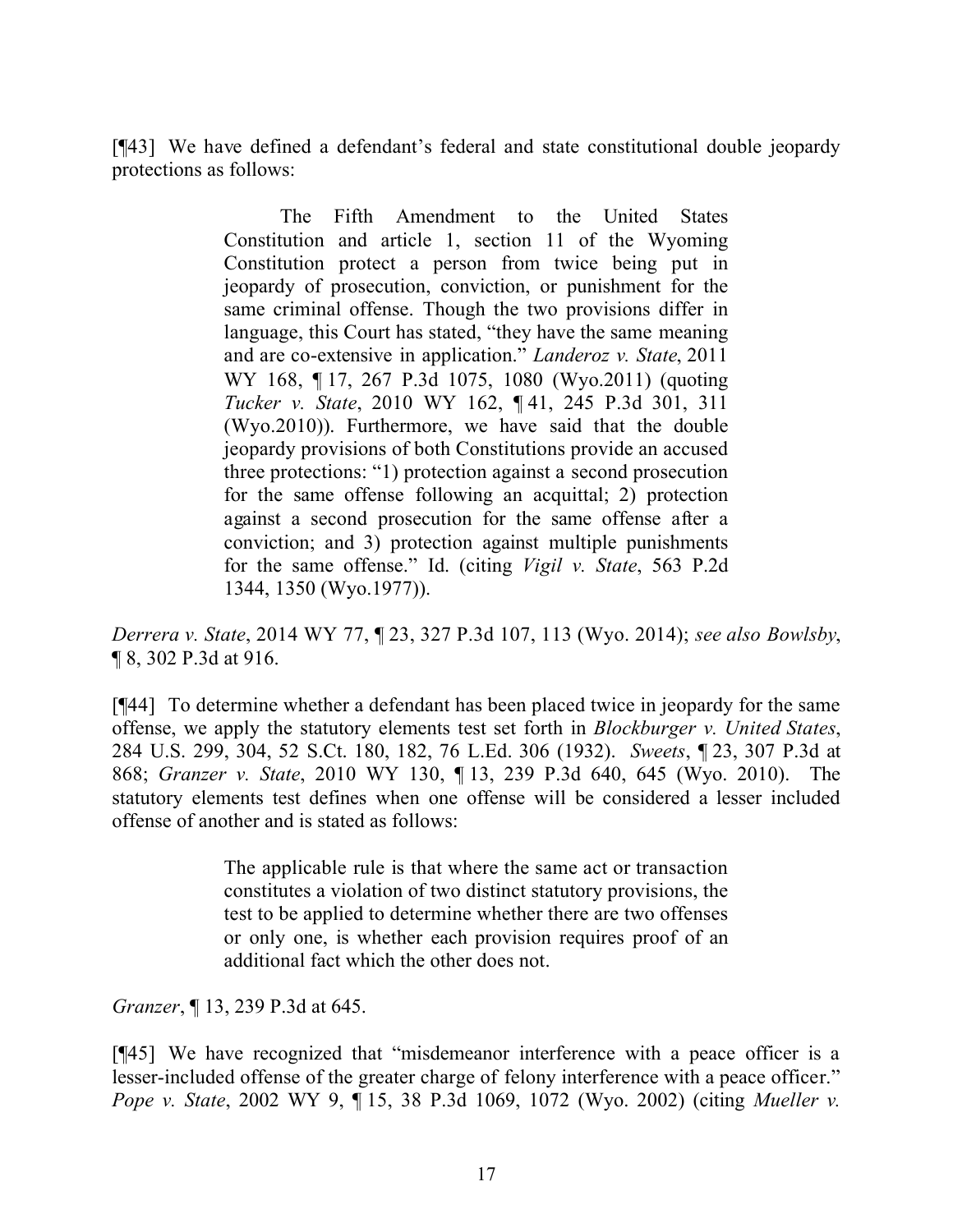[¶43] We have defined a defendant's federal and state constitutional double jeopardy protections as follows:

> The Fifth Amendment to the United States Constitution and article 1, section 11 of the Wyoming Constitution protect a person from twice being put in jeopardy of prosecution, conviction, or punishment for the same criminal offense. Though the two provisions differ in language, this Court has stated, "they have the same meaning and are co-extensive in application." *Landeroz v. State*, 2011 WY 168, ¶ 17, 267 P.3d 1075, 1080 (Wyo.2011) (quoting *Tucker v. State*, 2010 WY 162, ¶ 41, 245 P.3d 301, 311 (Wyo.2010)). Furthermore, we have said that the double jeopardy provisions of both Constitutions provide an accused three protections: "1) protection against a second prosecution for the same offense following an acquittal; 2) protection against a second prosecution for the same offense after a conviction; and 3) protection against multiple punishments for the same offense." Id. (citing *Vigil v. State*, 563 P.2d 1344, 1350 (Wyo.1977)).

*Derrera v. State*, 2014 WY 77, ¶ 23, 327 P.3d 107, 113 (Wyo. 2014); *see also Bowlsby*, ¶ 8, 302 P.3d at 916.

[¶44] To determine whether a defendant has been placed twice in jeopardy for the same offense, we apply the statutory elements test set forth in *Blockburger v. United States*, 284 U.S. 299, 304, 52 S.Ct. 180, 182, 76 L.Ed. 306 (1932). *Sweets*, ¶ 23, 307 P.3d at 868; *Granzer v. State*, 2010 WY 130, ¶ 13, 239 P.3d 640, 645 (Wyo. 2010). The statutory elements test defines when one offense will be considered a lesser included offense of another and is stated as follows:

> The applicable rule is that where the same act or transaction constitutes a violation of two distinct statutory provisions, the test to be applied to determine whether there are two offenses or only one, is whether each provision requires proof of an additional fact which the other does not.

*Granzer*, ¶ 13, 239 P.3d at 645.

[¶45] We have recognized that "misdemeanor interference with a peace officer is a lesser-included offense of the greater charge of felony interference with a peace officer." *Pope v. State*, 2002 WY 9, ¶ 15, 38 P.3d 1069, 1072 (Wyo. 2002) (citing *Mueller v.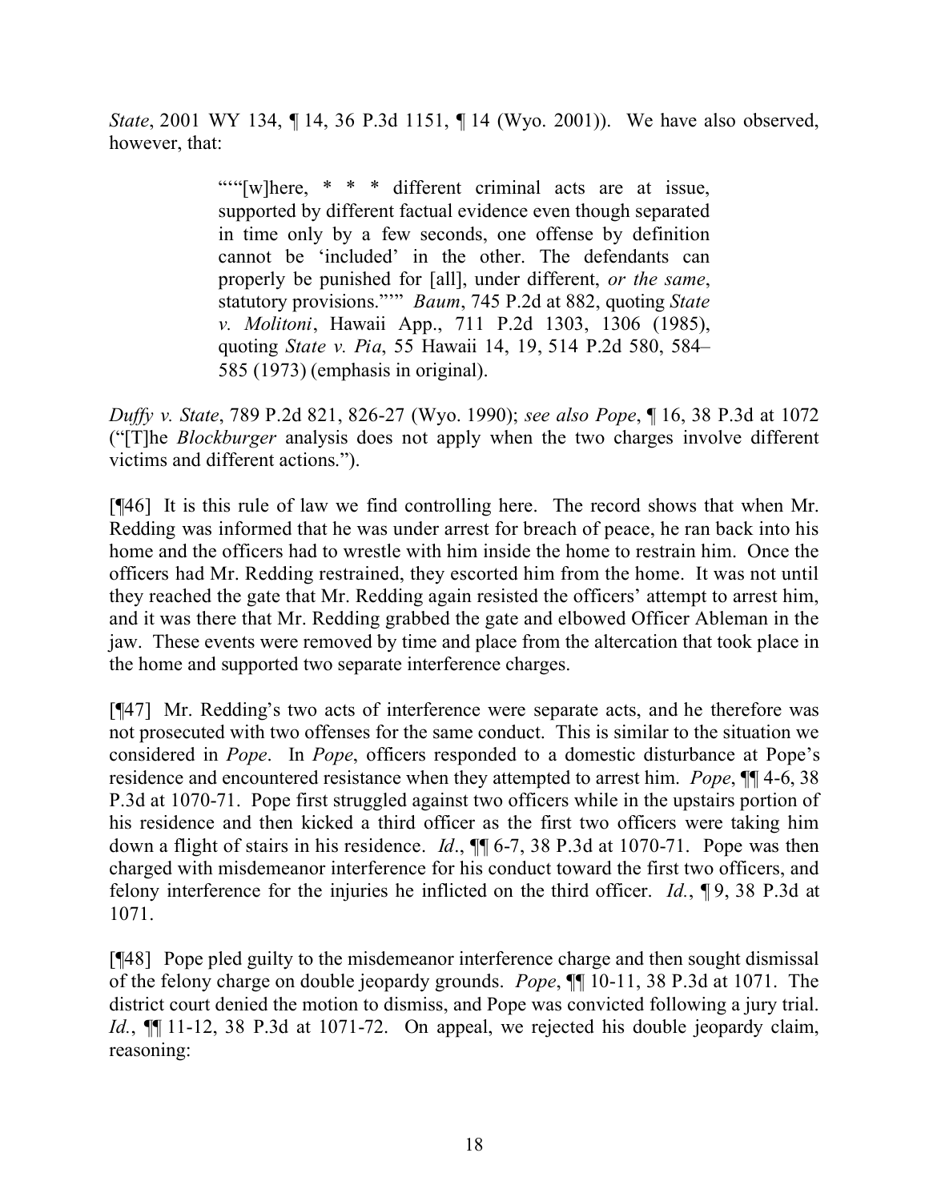*State*, 2001 WY 134, ¶ 14, 36 P.3d 1151, ¶ 14 (Wyo. 2001)). We have also observed, however, that:

> """[w]here, * * * different criminal acts are at issue, supported by different factual evidence even though separated in time only by a few seconds, one offense by definition cannot be 'included' in the other. The defendants can properly be punished for [all], under different, *or the same*, statutory provisions."'" *Baum*, 745 P.2d at 882, quoting *State v. Molitoni*, Hawaii App., 711 P.2d 1303, 1306 (1985), quoting *State v. Pia*, 55 Hawaii 14, 19, 514 P.2d 580, 584–585 (1973) (emphasis in original).

*Duffy v. State*, 789 P.2d 821, 826-27 (Wyo. 1990); *see also Pope*, ¶ 16, 38 P.3d at 1072 ("[T]he *Blockburger* analysis does not apply when the two charges involve different victims and different actions.").

[¶46] It is this rule of law we find controlling here. The record shows that when Mr. Redding was informed that he was under arrest for breach of peace, he ran back into his home and the officers had to wrestle with him inside the home to restrain him. Once the officers had Mr. Redding restrained, they escorted him from the home. It was not until they reached the gate that Mr. Redding again resisted the officers' attempt to arrest him, and it was there that Mr. Redding grabbed the gate and elbowed Officer Ableman in the jaw. These events were removed by time and place from the altercation that took place in the home and supported two separate interference charges.

[¶47] Mr. Redding's two acts of interference were separate acts, and he therefore was not prosecuted with two offenses for the same conduct. This is similar to the situation we considered in *Pope*. In *Pope*, officers responded to a domestic disturbance at Pope's residence and encountered resistance when they attempted to arrest him. *Pope*, ¶¶ 4-6, 38 P.3d at 1070-71. Pope first struggled against two officers while in the upstairs portion of his residence and then kicked a third officer as the first two officers were taking him down a flight of stairs in his residence. *Id*., ¶¶ 6-7, 38 P.3d at 1070-71. Pope was then charged with misdemeanor interference for his conduct toward the first two officers, and felony interference for the injuries he inflicted on the third officer. *Id.*, ¶ 9, 38 P.3d at 1071.

[¶48] Pope pled guilty to the misdemeanor interference charge and then sought dismissal of the felony charge on double jeopardy grounds. *Pope*, ¶¶ 10-11, 38 P.3d at 1071. The district court denied the motion to dismiss, and Pope was convicted following a jury trial. *Id.*, ¶¶ 11-12, 38 P.3d at 1071-72. On appeal, we rejected his double jeopardy claim, reasoning: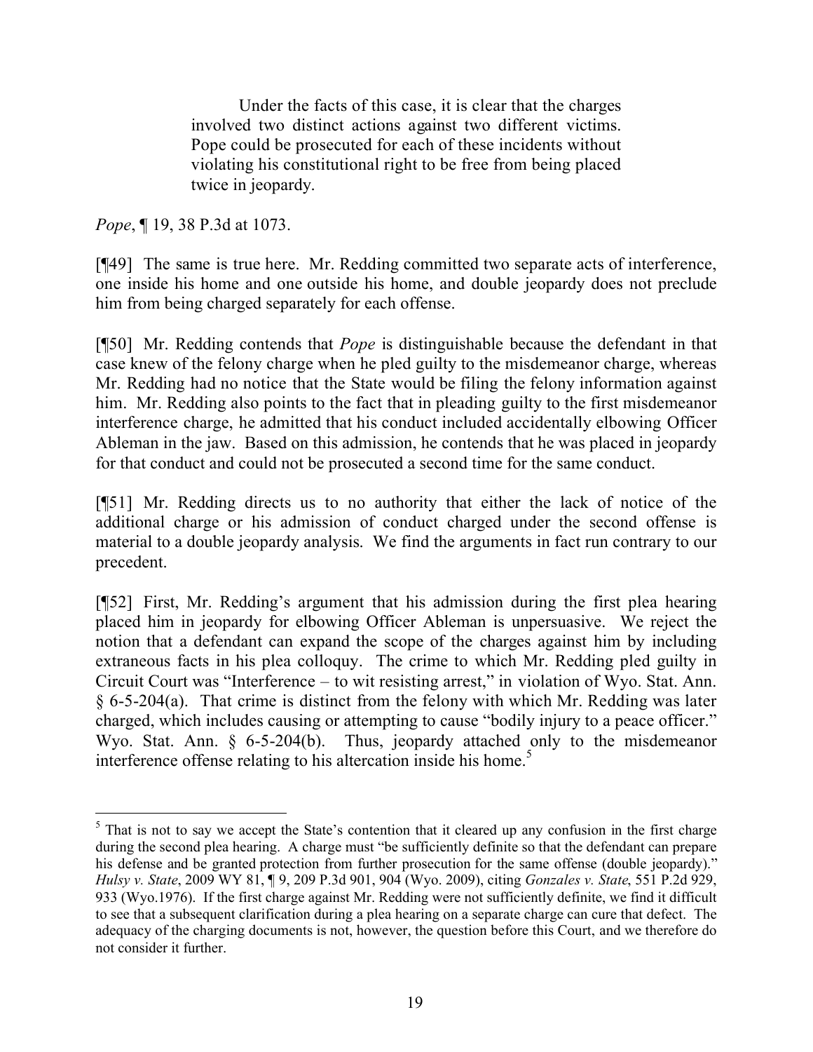> Under the facts of this case, it is clear that the charges involved two distinct actions against two different victims. Pope could be prosecuted for each of these incidents without violating his constitutional right to be free from being placed twice in jeopardy.

*Pope*, ¶ 19, 38 P.3d at 1073.

[¶49] The same is true here. Mr. Redding committed two separate acts of interference, one inside his home and one outside his home, and double jeopardy does not preclude him from being charged separately for each offense.

[¶50] Mr. Redding contends that *Pope* is distinguishable because the defendant in that case knew of the felony charge when he pled guilty to the misdemeanor charge, whereas Mr. Redding had no notice that the State would be filing the felony information against him. Mr. Redding also points to the fact that in pleading guilty to the first misdemeanor interference charge, he admitted that his conduct included accidentally elbowing Officer Ableman in the jaw. Based on this admission, he contends that he was placed in jeopardy for that conduct and could not be prosecuted a second time for the same conduct.

[¶51] Mr. Redding directs us to no authority that either the lack of notice of the additional charge or his admission of conduct charged under the second offense is material to a double jeopardy analysis. We find the arguments in fact run contrary to our precedent.

[¶52] First, Mr. Redding's argument that his admission during the first plea hearing placed him in jeopardy for elbowing Officer Ableman is unpersuasive. We reject the notion that a defendant can expand the scope of the charges against him by including extraneous facts in his plea colloquy. The crime to which Mr. Redding pled guilty in Circuit Court was "Interference – to wit resisting arrest," in violation of Wyo. Stat. Ann. § 6-5-204(a). That crime is distinct from the felony with which Mr. Redding was later charged, which includes causing or attempting to cause "bodily injury to a peace officer." Wyo. Stat. Ann. § 6-5-204(b). Thus, jeopardy attached only to the misdemeanor interference offense relating to his altercation inside his home.[5]

---

[5] That is not to say we accept the State's contention that it cleared up any confusion in the first charge during the second plea hearing. A charge must "be sufficiently definite so that the defendant can prepare his defense and be granted protection from further prosecution for the same offense (double jeopardy)." *Hulsy v. State*, 2009 WY 81, ¶ 9, 209 P.3d 901, 904 (Wyo. 2009), citing *Gonzales v. State*, 551 P.2d 929, 933 (Wyo.1976). If the first charge against Mr. Redding were not sufficiently definite, we find it difficult to see that a subsequent clarification during a plea hearing on a separate charge can cure that defect. The adequacy of the charging documents is not, however, the question before this Court, and we therefore do not consider it further.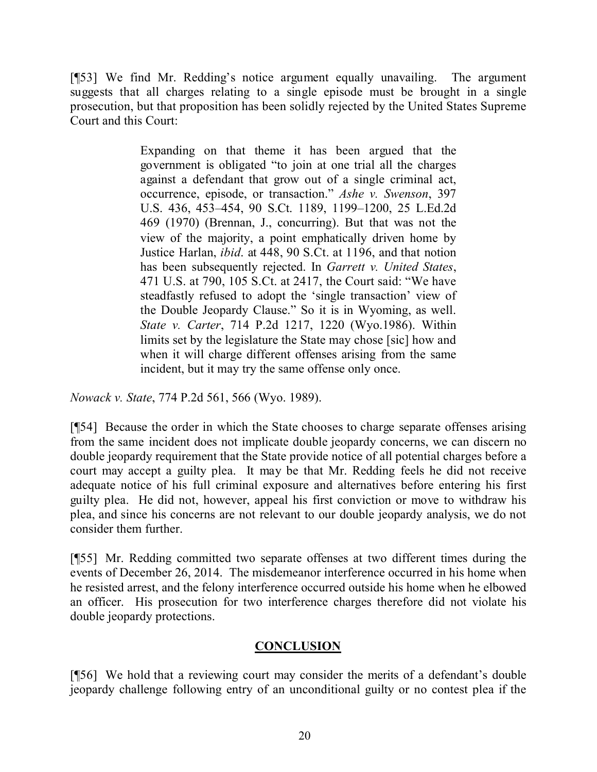[¶53] We find Mr. Redding's notice argument equally unavailing. The argument suggests that all charges relating to a single episode must be brought in a single prosecution, but that proposition has been solidly rejected by the United States Supreme Court and this Court:

> Expanding on that theme it has been argued that the government is obligated "to join at one trial all the charges against a defendant that grow out of a single criminal act, occurrence, episode, or transaction." *Ashe v. Swenson*, 397 U.S. 436, 453–454, 90 S.Ct. 1189, 1199–1200, 25 L.Ed.2d 469 (1970) (Brennan, J., concurring). But that was not the view of the majority, a point emphatically driven home by Justice Harlan, *ibid*. at 448, 90 S.Ct. at 1196, and that notion has been subsequently rejected. In *Garrett v. United States*, 471 U.S. at 790, 105 S.Ct. at 2417, the Court said: "We have steadfastly refused to adopt the 'single transaction' view of the Double Jeopardy Clause." So it is in Wyoming, as well. *State v. Carter*, 714 P.2d 1217, 1220 (Wyo.1986). Within limits set by the legislature the State may chose [sic] how and when it will charge different offenses arising from the same incident, but it may try the same offense only once.

*Nowack v. State*, 774 P.2d 561, 566 (Wyo. 1989).

[¶54] Because the order in which the State chooses to charge separate offenses arising from the same incident does not implicate double jeopardy concerns, we can discern no double jeopardy requirement that the State provide notice of all potential charges before a court may accept a guilty plea. It may be that Mr. Redding feels he did not receive adequate notice of his full criminal exposure and alternatives before entering his first guilty plea. He did not, however, appeal his first conviction or move to withdraw his plea, and since his concerns are not relevant to our double jeopardy analysis, we do not consider them further.

[¶55] Mr. Redding committed two separate offenses at two different times during the events of December 26, 2014. The misdemeanor interference occurred in his home when he resisted arrest, and the felony interference occurred outside his home when he elbowed an officer. His prosecution for two interference charges therefore did not violate his double jeopardy protections.

## CONCLUSION

[¶56] We hold that a reviewing court may consider the merits of a defendant's double jeopardy challenge following entry of an unconditional guilty or no contest plea if the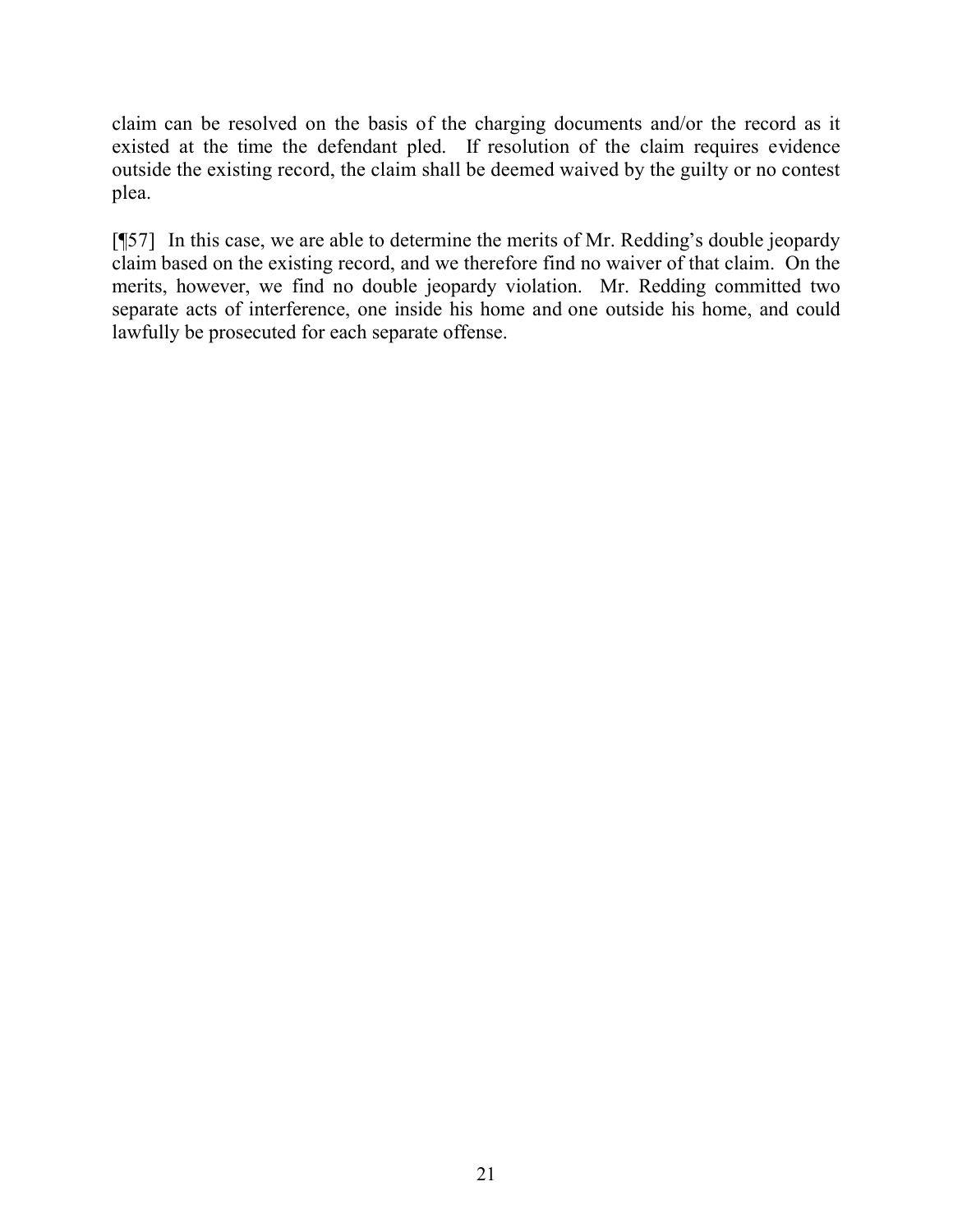claim can be resolved on the basis of the charging documents and/or the record as it existed at the time the defendant pled. If resolution of the claim requires evidence outside the existing record, the claim shall be deemed waived by the guilty or no contest plea.

[¶57] In this case, we are able to determine the merits of Mr. Redding's double jeopardy claim based on the existing record, and we therefore find no waiver of that claim. On the merits, however, we find no double jeopardy violation. Mr. Redding committed two separate acts of interference, one inside his home and one outside his home, and could lawfully be prosecuted for each separate offense.